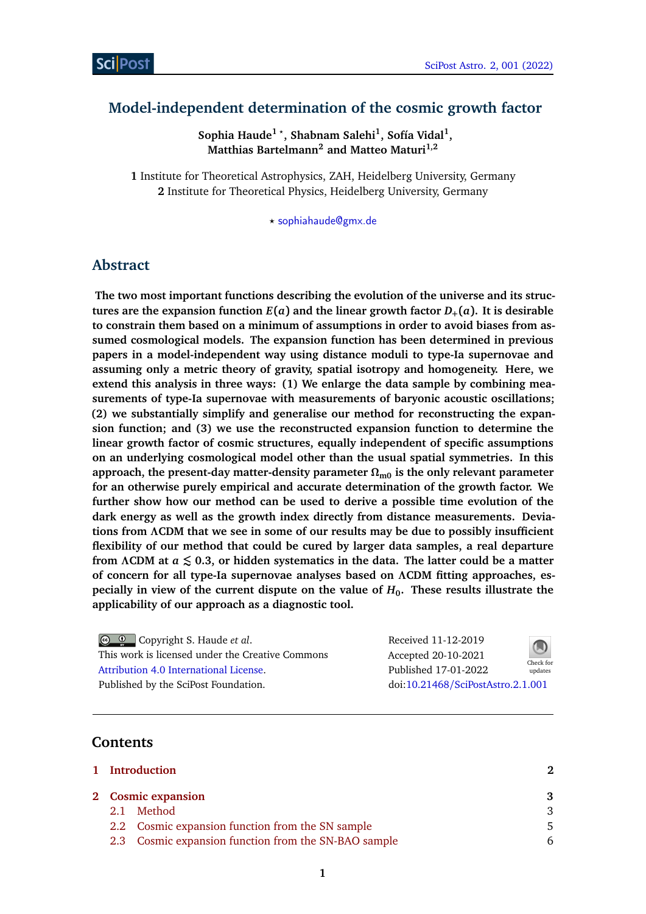# Model-independent determination of the cosmic growth factor

**Sophia Haude[1 ⋆], Shabnam Salehi[1], Sofía Vidal[1], Matthias Bartelmann[2] and Matteo Maturi[1,2]**

**1** Institute for Theoretical Astrophysics, ZAH, Heidelberg University, Germany
**2** Institute for Theoretical Physics, Heidelberg University, Germany

⋆ sophiahaude@gmx.de

## Abstract

**The two most important functions describing the evolution of the universe and its structures are the expansion function $E(a)$ and the linear growth factor $D_+(a)$. It is desirable to constrain them based on a minimum of assumptions in order to avoid biases from assumed cosmological models. The expansion function has been determined in previous papers in a model-independent way using distance moduli to type-Ia supernovae and assuming only a metric theory of gravity, spatial isotropy and homogeneity. Here, we extend this analysis in three ways: (1) We enlarge the data sample by combining measurements of type-Ia supernovae with measurements of baryonic acoustic oscillations; (2) we substantially simplify and generalise our method for reconstructing the expansion function; and (3) we use the reconstructed expansion function to determine the linear growth factor of cosmic structures, equally independent of specific assumptions on an underlying cosmological model other than the usual spatial symmetries. In this approach, the present-day matter-density parameter $\Omega_{m0}$ is the only relevant parameter for an otherwise purely empirical and accurate determination of the growth factor. We further show how our method can be used to derive a possible time evolution of the dark energy as well as the growth index directly from distance measurements. Deviations from ΛCDM that we see in some of our results may be due to possibly insufficient flexibility of our method that could be cured by larger data samples, a real departure from ΛCDM at $a \lesssim 0.3$, or hidden systematics in the data. The latter could be a matter of concern for all type-Ia supernovae analyses based on ΛCDM fitting approaches, especially in view of the current dispute on the value of $H_0$. These results illustrate the applicability of our approach as a diagnostic tool.**

Copyright S. Haude *et al*.
This work is licensed under the Creative Commons Attribution 4.0 International License.
Published by the SciPost Foundation.

Received 11-12-2019
Accepted 20-10-2021
Published 17-01-2022
doi:10.21468/SciPostAstro.2.1.001

## Contents

| | | |
|---|---|---|
| 1 | Introduction | 2 |
| 2 | Cosmic expansion | 3 |
| 2.1 | Method | 3 |
| 2.2 | Cosmic expansion function from the SN sample | 5 |
| 2.3 | Cosmic expansion function from the SN-BAO sample | 6 |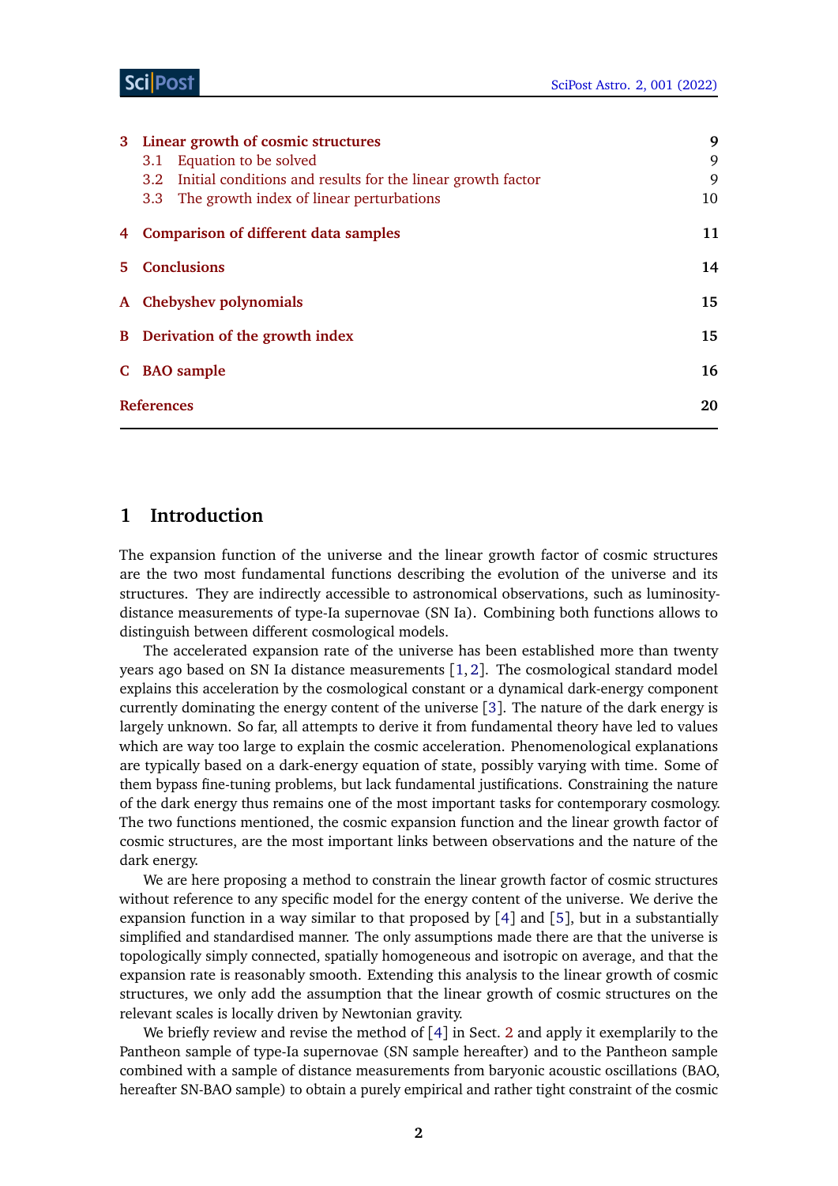| | | |
|---|---|---|
| **3** | **Linear growth of cosmic structures** | **9** |
| 3.1 | Equation to be solved | 9 |
| 3.2 | Initial conditions and results for the linear growth factor | 9 |
| 3.3 | The growth index of linear perturbations | 10 |
| **4** | **Comparison of different data samples** | **11** |
| **5** | **Conclusions** | **14** |
| **A** | **Chebyshev polynomials** | **15** |
| **B** | **Derivation of the growth index** | **15** |
| **C** | **BAO sample** | **16** |
| | **References** | **20** |

## 1 Introduction

The expansion function of the universe and the linear growth factor of cosmic structures are the two most fundamental functions describing the evolution of the universe and its structures. They are indirectly accessible to astronomical observations, such as luminosity-distance measurements of type-Ia supernovae (SN Ia). Combining both functions allows to distinguish between different cosmological models.

The accelerated expansion rate of the universe has been established more than twenty years ago based on SN Ia distance measurements [1, 2]. The cosmological standard model explains this acceleration by the cosmological constant or a dynamical dark-energy component currently dominating the energy content of the universe [3]. The nature of the dark energy is largely unknown. So far, all attempts to derive it from fundamental theory have led to values which are way too large to explain the cosmic acceleration. Phenomenological explanations are typically based on a dark-energy equation of state, possibly varying with time. Some of them bypass fine-tuning problems, but lack fundamental justifications. Constraining the nature of the dark energy thus remains one of the most important tasks for contemporary cosmology. The two functions mentioned, the cosmic expansion function and the linear growth factor of cosmic structures, are the most important links between observations and the nature of the dark energy.

We are here proposing a method to constrain the linear growth factor of cosmic structures without reference to any specific model for the energy content of the universe. We derive the expansion function in a way similar to that proposed by [4] and [5], but in a substantially simplified and standardised manner. The only assumptions made there are that the universe is topologically simply connected, spatially homogeneous and isotropic on average, and that the expansion rate is reasonably smooth. Extending this analysis to the linear growth of cosmic structures, we only add the assumption that the linear growth of cosmic structures on the relevant scales is locally driven by Newtonian gravity.

We briefly review and revise the method of [4] in Sect. 2 and apply it exemplarily to the Pantheon sample of type-Ia supernovae (SN sample hereafter) and to the Pantheon sample combined with a sample of distance measurements from baryonic acoustic oscillations (BAO, hereafter SN-BAO sample) to obtain a purely empirical and rather tight constraint of the cosmic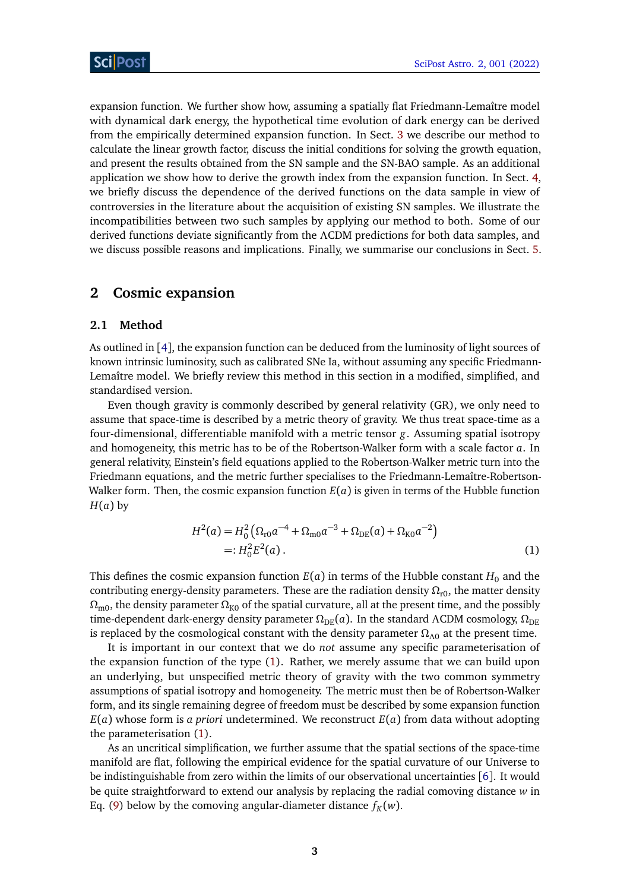expansion function. We further show how, assuming a spatially flat Friedmann-Lemaître model with dynamical dark energy, the hypothetical time evolution of dark energy can be derived from the empirically determined expansion function. In Sect. 3 we describe our method to calculate the linear growth factor, discuss the initial conditions for solving the growth equation, and present the results obtained from the SN sample and the SN-BAO sample. As an additional application we show how to derive the growth index from the expansion function. In Sect. 4, we briefly discuss the dependence of the derived functions on the data sample in view of controversies in the literature about the acquisition of existing SN samples. We illustrate the incompatibilities between two such samples by applying our method to both. Some of our derived functions deviate significantly from the ΛCDM predictions for both data samples, and we discuss possible reasons and implications. Finally, we summarise our conclusions in Sect. 5.

## 2 Cosmic expansion

### 2.1 Method

As outlined in [4], the expansion function can be deduced from the luminosity of light sources of known intrinsic luminosity, such as calibrated SNe Ia, without assuming any specific Friedmann-Lemaître model. We briefly review this method in this section in a modified, simplified, and standardised version.

Even though gravity is commonly described by general relativity (GR), we only need to assume that space-time is described by a metric theory of gravity. We thus treat space-time as a four-dimensional, differentiable manifold with a metric tensor $g$. Assuming spatial isotropy and homogeneity, this metric has to be of the Robertson-Walker form with a scale factor $a$. In general relativity, Einstein's field equations applied to the Robertson-Walker metric turn into the Friedmann equations, and the metric further specialises to the Friedmann-Lemaître-Robertson-Walker form. Then, the cosmic expansion function $E(a)$ is given in terms of the Hubble function $H(a)$ by

$$
\begin{aligned}
H^2(a) &= H_0^2\left(\Omega_{\mathrm{r0}}a^{-4} + \Omega_{\mathrm{m0}}a^{-3} + \Omega_{\mathrm{DE}}(a) + \Omega_{\mathrm{K0}}a^{-2}\right) \\
&=: H_0^2 E^2(a)\,. 
\end{aligned}
\tag{1}
$$

This defines the cosmic expansion function $E(a)$ in terms of the Hubble constant $H_0$ and the contributing energy-density parameters. These are the radiation density $\Omega_{\mathrm{r0}}$, the matter density $\Omega_{\mathrm{m0}}$, the density parameter $\Omega_{\mathrm{K0}}$ of the spatial curvature, all at the present time, and the possibly time-dependent dark-energy density parameter $\Omega_{\mathrm{DE}}(a)$. In the standard ΛCDM cosmology, $\Omega_{\mathrm{DE}}$ is replaced by the cosmological constant with the density parameter $\Omega_{\Lambda0}$ at the present time.

It is important in our context that we do *not* assume any specific parameterisation of the expansion function of the type (1). Rather, we merely assume that we can build upon an underlying, but unspecified metric theory of gravity with the two common symmetry assumptions of spatial isotropy and homogeneity. The metric must then be of Robertson-Walker form, and its single remaining degree of freedom must be described by some expansion function $E(a)$ whose form is *a priori* undetermined. We reconstruct $E(a)$ from data without adopting the parameterisation (1).

As an uncritical simplification, we further assume that the spatial sections of the space-time manifold are flat, following the empirical evidence for the spatial curvature of our Universe to be indistinguishable from zero within the limits of our observational uncertainties [6]. It would be quite straightforward to extend our analysis by replacing the radial comoving distance $w$ in Eq. (9) below by the comoving angular-diameter distance $f_K(w)$.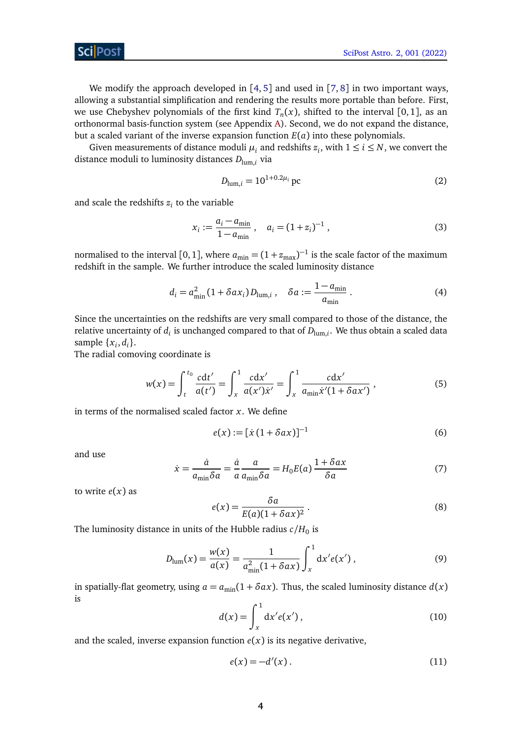We modify the approach developed in [4, 5] and used in [7, 8] in two important ways, allowing a substantial simplification and rendering the results more portable than before. First, we use Chebyshev polynomials of the first kind $T_n(x)$, shifted to the interval $[0, 1]$, as an orthonormal basis-function system (see Appendix A). Second, we do not expand the distance, but a scaled variant of the inverse expansion function $E(a)$ into these polynomials.

Given measurements of distance moduli $\mu_i$ and redshifts $z_i$, with $1 \le i \le N$, we convert the distance moduli to luminosity distances $D_{\mathrm{lum},i}$ via

$$D_{\mathrm{lum},i} = 10^{1+0.2\mu_i}\ \mathrm{pc} \tag{2}$$

and scale the redshifts $z_i$ to the variable

$$x_i := \frac{a_i - a_{\mathrm{min}}}{1 - a_{\mathrm{min}}} , \quad a_i = (1 + z_i)^{-1} , \tag{3}$$

normalised to the interval $[0, 1]$, where $a_{\mathrm{min}} = (1 + z_{\mathrm{max}})^{-1}$ is the scale factor of the maximum redshift in the sample. We further introduce the scaled luminosity distance

$$d_i = a_{\mathrm{min}}^2 (1 + \delta a x_i) D_{\mathrm{lum},i} , \quad \delta a := \frac{1 - a_{\mathrm{min}}}{a_{\mathrm{min}}} . \tag{4}$$

Since the uncertainties on the redshifts are very small compared to those of the distance, the relative uncertainty of $d_i$ is unchanged compared to that of $D_{\mathrm{lum},i}$. We thus obtain a scaled data sample $\{x_i, d_i\}$.

The radial comoving coordinate is

$$w(x) = \int_t^{t_0} \frac{c\mathrm{d}t'}{a(t')} = \int_x^1 \frac{c\mathrm{d}x'}{a(x')\dot{x}'} = \int_x^1 \frac{c\mathrm{d}x'}{a_{\mathrm{min}}\dot{x}'(1 + \delta a x')} , \tag{5}$$

in terms of the normalised scaled factor $x$. We define

$$e(x) := \left[\dot{x}\,(1 + \delta a x)\right]^{-1} \tag{6}$$

and use

$$\dot{x} = \frac{\dot{a}}{a_{\mathrm{min}}\delta a} = \frac{\dot{a}}{a}\frac{a}{a_{\mathrm{min}}\delta a} = H_0 E(a)\,\frac{1 + \delta a x}{\delta a} \tag{7}$$

to write $e(x)$ as

$$e(x) = \frac{\delta a}{E(a)(1 + \delta a x)^2} . \tag{8}$$

The luminosity distance in units of the Hubble radius $c/H_0$ is

$$D_{\mathrm{lum}}(x) = \frac{w(x)}{a(x)} = \frac{1}{a_{\mathrm{min}}^2(1 + \delta a x)} \int_x^1 \mathrm{d}x' e(x') , \tag{9}$$

in spatially-flat geometry, using $a = a_{\mathrm{min}}(1 + \delta a x)$. Thus, the scaled luminosity distance $d(x)$ is

$$d(x) = \int_x^1 \mathrm{d}x' e(x') , \tag{10}$$

and the scaled, inverse expansion function $e(x)$ is its negative derivative,

$$e(x) = -d'(x) . \tag{11}$$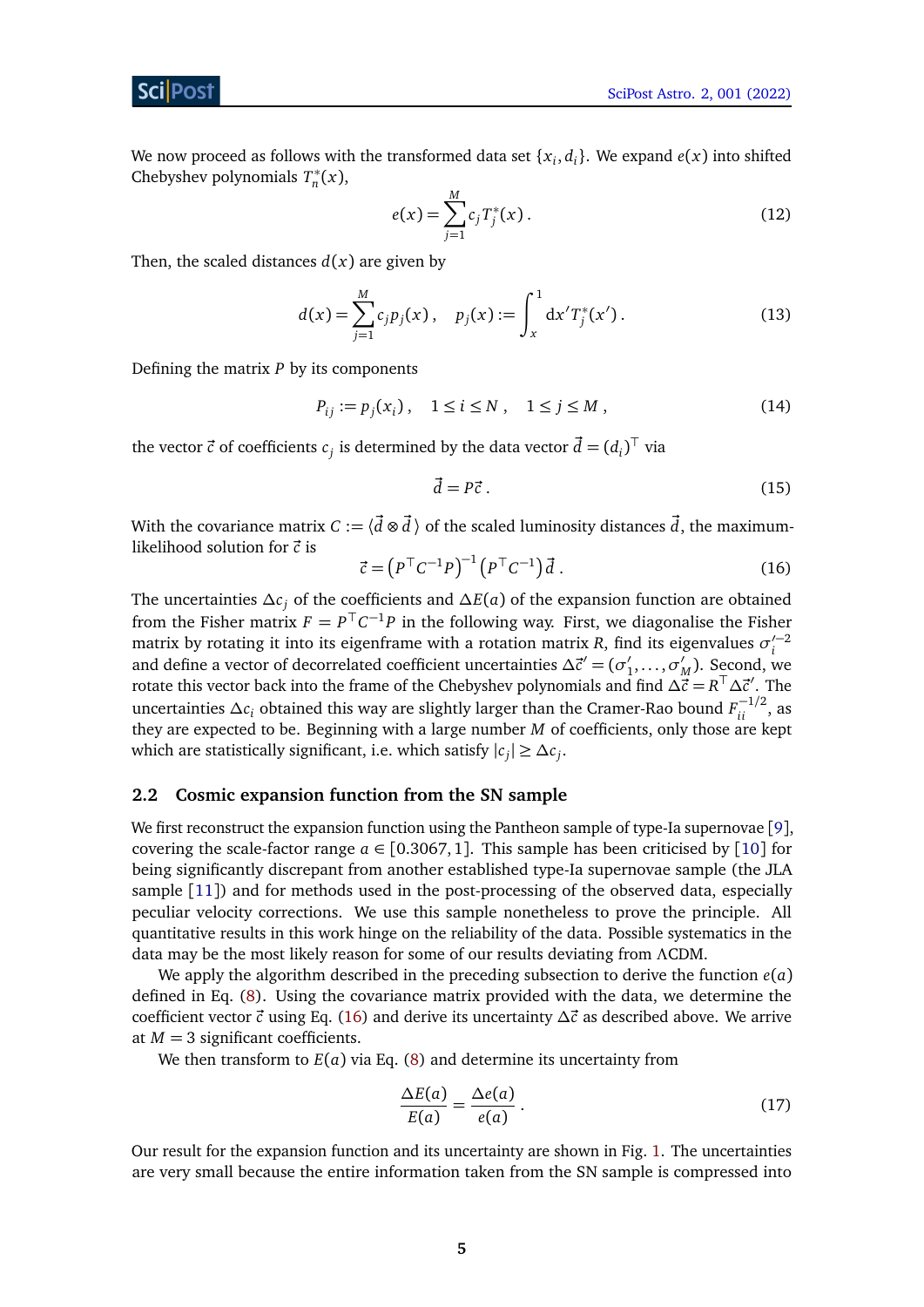We now proceed as follows with the transformed data set $\{x_i, d_i\}$. We expand $e(x)$ into shifted Chebyshev polynomials $T_n^*(x)$,

$$e(x) = \sum_{j=1}^{M} c_j T_j^*(x)\,. \tag{12}$$

Then, the scaled distances $d(x)$ are given by

$$d(x) = \sum_{j=1}^{M} c_j p_j(x)\,, \quad p_j(x) := \int_x^1 \mathrm{d}x' T_j^*(x')\,. \tag{13}$$

Defining the matrix $P$ by its components

$$P_{ij} := p_j(x_i)\,, \quad 1 \le i \le N\,, \quad 1 \le j \le M\,, \tag{14}$$

the vector $\vec{c}$ of coefficients $c_j$ is determined by the data vector $\vec{d} = (d_i)^\top$ via

$$\vec{d} = P\vec{c}\,. \tag{15}$$

With the covariance matrix $C := \langle \vec{d} \otimes \vec{d}\, \rangle$ of the scaled luminosity distances $\vec{d}$, the maximum-likelihood solution for $\vec{c}$ is

$$\vec{c} = \left(P^\top C^{-1} P\right)^{-1} \left(P^\top C^{-1}\right) \vec{d}\,. \tag{16}$$

The uncertainties $\Delta c_j$ of the coefficients and $\Delta E(a)$ of the expansion function are obtained from the Fisher matrix $F = P^\top C^{-1} P$ in the following way. First, we diagonalise the Fisher matrix by rotating it into its eigenframe with a rotation matrix $R$, find its eigenvalues $\sigma_i'^{-2}$ and define a vector of decorrelated coefficient uncertainties $\Delta\vec{c}\,' = (\sigma_1', \dots, \sigma_M')$. Second, we rotate this vector back into the frame of the Chebyshev polynomials and find $\Delta\vec{c} = R^\top \Delta\vec{c}\,'$. The uncertainties $\Delta c_i$ obtained this way are slightly larger than the Cramer-Rao bound $F_{ii}^{-1/2}$, as they are expected to be. Beginning with a large number $M$ of coefficients, only those are kept which are statistically significant, i.e. which satisfy $|c_j| \ge \Delta c_j$.

### 2.2 Cosmic expansion function from the SN sample

We first reconstruct the expansion function using the Pantheon sample of type-Ia supernovae [9], covering the scale-factor range $a \in [0.3067, 1]$. This sample has been criticised by [10] for being significantly discrepant from another established type-Ia supernovae sample (the JLA sample [11]) and for methods used in the post-processing of the observed data, especially peculiar velocity corrections. We use this sample nonetheless to prove the principle. All quantitative results in this work hinge on the reliability of the data. Possible systematics in the data may be the most likely reason for some of our results deviating from $\Lambda$CDM.

We apply the algorithm described in the preceding subsection to derive the function $e(a)$ defined in Eq. (8). Using the covariance matrix provided with the data, we determine the coefficient vector $\vec{c}$ using Eq. (16) and derive its uncertainty $\Delta\vec{c}$ as described above. We arrive at $M = 3$ significant coefficients.

We then transform to $E(a)$ via Eq. (8) and determine its uncertainty from

$$\frac{\Delta E(a)}{E(a)} = \frac{\Delta e(a)}{e(a)}\,. \tag{17}$$

Our result for the expansion function and its uncertainty are shown in Fig. 1. The uncertainties are very small because the entire information taken from the SN sample is compressed into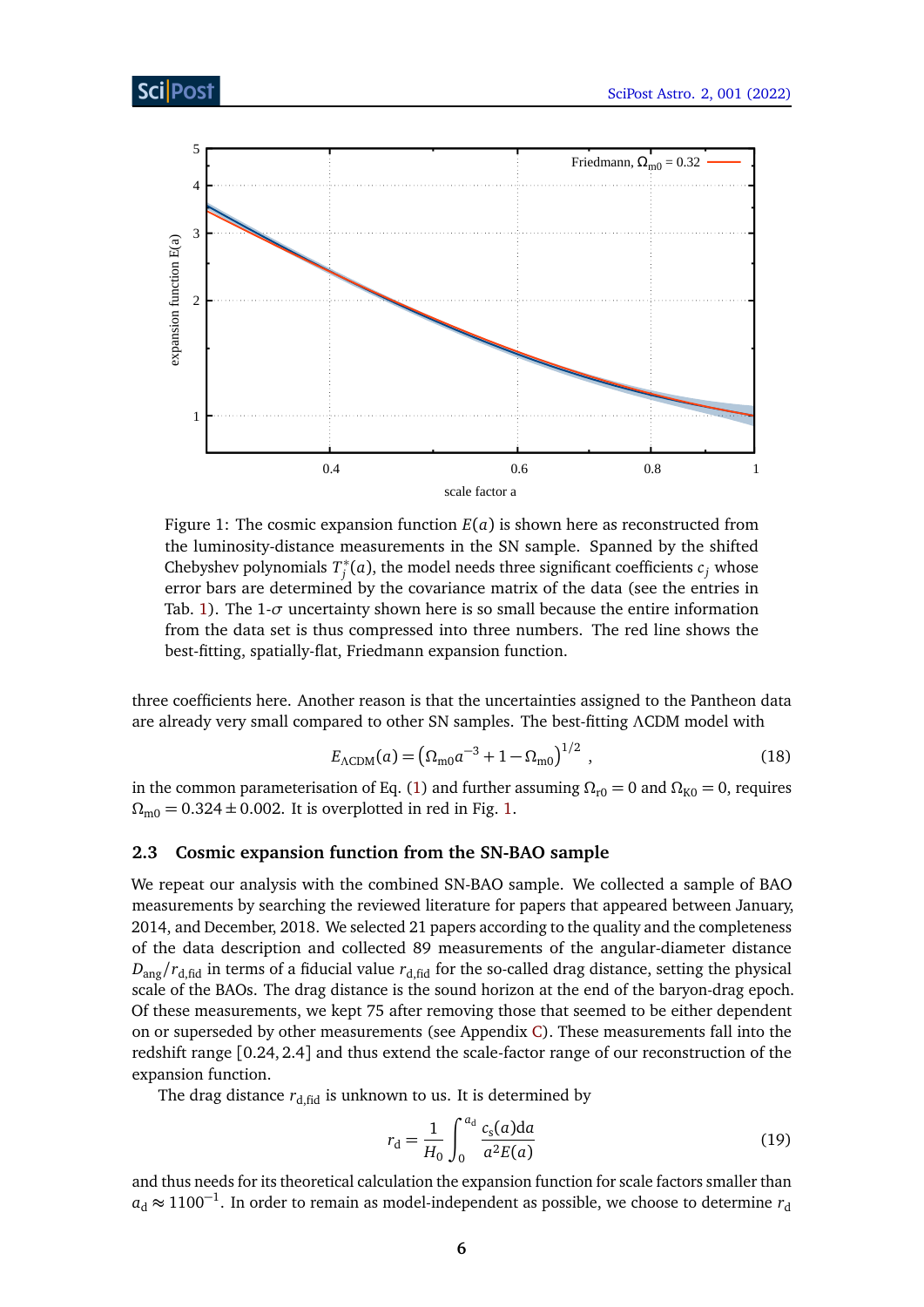Figure 1: The cosmic expansion function $E(a)$ is shown here as reconstructed from the luminosity-distance measurements in the SN sample. Spanned by the shifted Chebyshev polynomials $T_j^*(a)$, the model needs three significant coefficients $c_j$ whose error bars are determined by the covariance matrix of the data (see the entries in Tab. 1). The 1-$\sigma$ uncertainty shown here is so small because the entire information from the data set is thus compressed into three numbers. The red line shows the best-fitting, spatially-flat, Friedmann expansion function.

three coefficients here. Another reason is that the uncertainties assigned to the Pantheon data are already very small compared to other SN samples. The best-fitting ΛCDM model with

$$E_{\Lambda\mathrm{CDM}}(a) = \left(\Omega_{\mathrm{m0}} a^{-3} + 1 - \Omega_{\mathrm{m0}}\right)^{1/2} , \tag{18}$$

in the common parameterisation of Eq. (1) and further assuming $\Omega_{\mathrm{r0}} = 0$ and $\Omega_{\mathrm{K0}} = 0$, requires $\Omega_{\mathrm{m0}} = 0.324 \pm 0.002$. It is overplotted in red in Fig. 1.

### 2.3 Cosmic expansion function from the SN-BAO sample

We repeat our analysis with the combined SN-BAO sample. We collected a sample of BAO measurements by searching the reviewed literature for papers that appeared between January, 2014, and December, 2018. We selected 21 papers according to the quality and the completeness of the data description and collected 89 measurements of the angular-diameter distance $D_{\mathrm{ang}}/r_{\mathrm{d,fid}}$ in terms of a fiducial value $r_{\mathrm{d,fid}}$ for the so-called drag distance, setting the physical scale of the BAOs. The drag distance is the sound horizon at the end of the baryon-drag epoch. Of these measurements, we kept 75 after removing those that seemed to be either dependent on or superseded by other measurements (see Appendix C). These measurements fall into the redshift range $[0.24, 2.4]$ and thus extend the scale-factor range of our reconstruction of the expansion function.

The drag distance $r_{\mathrm{d,fid}}$ is unknown to us. It is determined by

$$r_{\mathrm{d}} = \frac{1}{H_0} \int_0^{a_{\mathrm{d}}} \frac{c_{\mathrm{s}}(a)\mathrm{d}a}{a^2 E(a)} \tag{19}$$

and thus needs for its theoretical calculation the expansion function for scale factors smaller than $a_{\mathrm{d}} \approx 1100^{-1}$. In order to remain as model-independent as possible, we choose to determine $r_{\mathrm{d}}$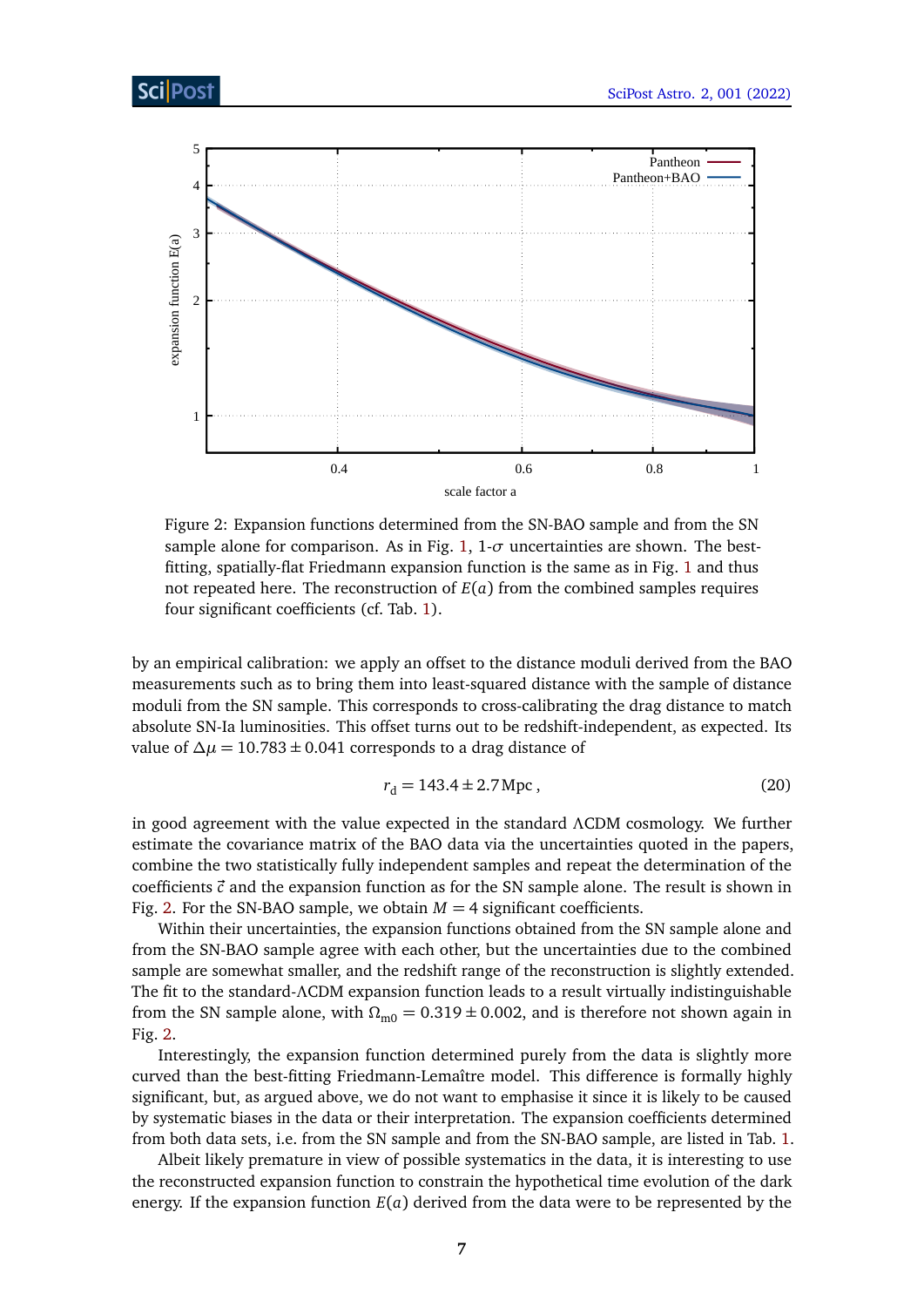Figure 2: Expansion functions determined from the SN-BAO sample and from the SN sample alone for comparison. As in Fig. 1, 1-$\sigma$ uncertainties are shown. The best-fitting, spatially-flat Friedmann expansion function is the same as in Fig. 1 and thus not repeated here. The reconstruction of $E(a)$ from the combined samples requires four significant coefficients (cf. Tab. 1).

by an empirical calibration: we apply an offset to the distance moduli derived from the BAO measurements such as to bring them into least-squared distance with the sample of distance moduli from the SN sample. This corresponds to cross-calibrating the drag distance to match absolute SN-Ia luminosities. This offset turns out to be redshift-independent, as expected. Its value of $\Delta\mu = 10.783 \pm 0.041$ corresponds to a drag distance of

$$r_\mathrm{d} = 143.4 \pm 2.7\,\mathrm{Mpc}\,, \tag{20}$$

in good agreement with the value expected in the standard $\Lambda$CDM cosmology. We further estimate the covariance matrix of the BAO data via the uncertainties quoted in the papers, combine the two statistically fully independent samples and repeat the determination of the coefficients $\vec{c}$ and the expansion function as for the SN sample alone. The result is shown in Fig. 2. For the SN-BAO sample, we obtain $M = 4$ significant coefficients.

Within their uncertainties, the expansion functions obtained from the SN sample alone and from the SN-BAO sample agree with each other, but the uncertainties due to the combined sample are somewhat smaller, and the redshift range of the reconstruction is slightly extended. The fit to the standard-$\Lambda$CDM expansion function leads to a result virtually indistinguishable from the SN sample alone, with $\Omega_{\mathrm{m}0} = 0.319 \pm 0.002$, and is therefore not shown again in Fig. 2.

Interestingly, the expansion function determined purely from the data is slightly more curved than the best-fitting Friedmann-Lemaître model. This difference is formally highly significant, but, as argued above, we do not want to emphasise it since it is likely to be caused by systematic biases in the data or their interpretation. The expansion coefficients determined from both data sets, i.e. from the SN sample and from the SN-BAO sample, are listed in Tab. 1.

Albeit likely premature in view of possible systematics in the data, it is interesting to use the reconstructed expansion function to constrain the hypothetical time evolution of the dark energy. If the expansion function $E(a)$ derived from the data were to be represented by the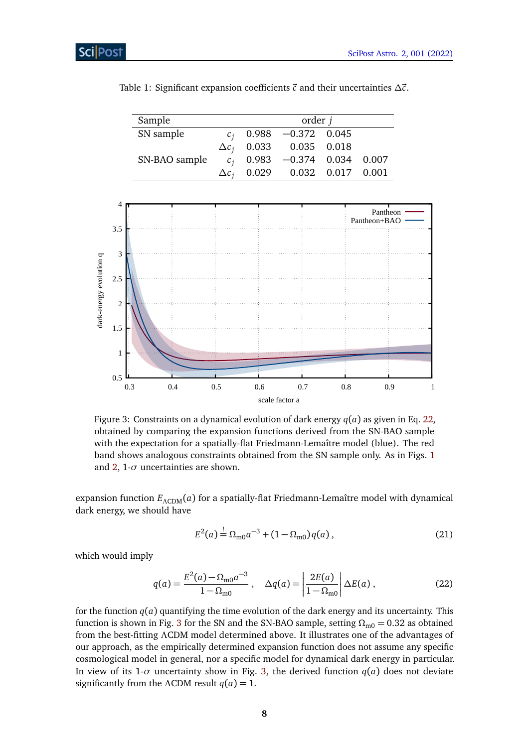Table 1: Significant expansion coefficients $\vec{c}$ and their uncertainties $\Delta\vec{c}$.

| Sample | | order $j$ | | | |
|---|---|---|---|---|---|
| SN sample | $c_j$ | 0.988 | −0.372 | 0.045 | |
| | $\Delta c_j$ | 0.033 | 0.035 | 0.018 | |
| SN-BAO sample | $c_j$ | 0.983 | −0.374 | 0.034 | 0.007 |
| | $\Delta c_j$ | 0.029 | 0.032 | 0.017 | 0.001 |

Figure 3: Constraints on a dynamical evolution of dark energy $q(a)$ as given in Eq. 22, obtained by comparing the expansion functions derived from the SN-BAO sample with the expectation for a spatially-flat Friedmann-Lemaître model (blue). The red band shows analogous constraints obtained from the SN sample only. As in Figs. 1 and 2, 1-$\sigma$ uncertainties are shown.

expansion function $E_{\Lambda\text{CDM}}(a)$ for a spatially-flat Friedmann-Lemaître model with dynamical dark energy, we should have

$$E^2(a) \stackrel{!}{=} \Omega_{\text{m0}} a^{-3} + (1 - \Omega_{\text{m0}})\, q(a)\,, \tag{21}$$

which would imply

$$q(a) = \frac{E^2(a) - \Omega_{\text{m0}} a^{-3}}{1 - \Omega_{\text{m0}}}\,, \quad \Delta q(a) = \left| \frac{2E(a)}{1 - \Omega_{\text{m0}}} \right| \Delta E(a)\,, \tag{22}$$

for the function $q(a)$ quantifying the time evolution of the dark energy and its uncertainty. This function is shown in Fig. 3 for the SN and the SN-BAO sample, setting $\Omega_{\text{m0}} = 0.32$ as obtained from the best-fitting $\Lambda$CDM model determined above. It illustrates one of the advantages of our approach, as the empirically determined expansion function does not assume any specific cosmological model in general, nor a specific model for dynamical dark energy in particular. In view of its 1-$\sigma$ uncertainty show in Fig. 3, the derived function $q(a)$ does not deviate significantly from the $\Lambda$CDM result $q(a) = 1$.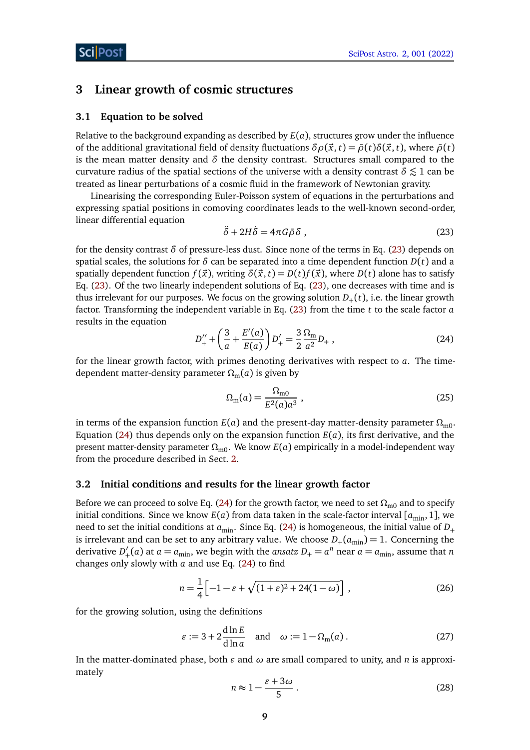## 3 Linear growth of cosmic structures

### 3.1 Equation to be solved

Relative to the background expanding as described by $E(a)$, structures grow under the influence of the additional gravitational field of density fluctuations $\delta\rho(\vec{x},t) = \bar{\rho}(t)\delta(\vec{x},t)$, where $\bar{\rho}(t)$ is the mean matter density and $\delta$ the density contrast. Structures small compared to the curvature radius of the spatial sections of the universe with a density contrast $\delta \lesssim 1$ can be treated as linear perturbations of a cosmic fluid in the framework of Newtonian gravity.

Linearising the corresponding Euler-Poisson system of equations in the perturbations and expressing spatial positions in comoving coordinates leads to the well-known second-order, linear differential equation

$$\ddot{\delta} + 2H\dot{\delta} = 4\pi G\bar{\rho}\,\delta\,, \tag{23}$$

for the density contrast $\delta$ of pressure-less dust. Since none of the terms in Eq. (23) depends on spatial scales, the solutions for $\delta$ can be separated into a time dependent function $D(t)$ and a spatially dependent function $f(\vec{x})$, writing $\delta(\vec{x},t) = D(t)f(\vec{x})$, where $D(t)$ alone has to satisfy Eq. (23). Of the two linearly independent solutions of Eq. (23), one decreases with time and is thus irrelevant for our purposes. We focus on the growing solution $D_+(t)$, i.e. the linear growth factor. Transforming the independent variable in Eq. (23) from the time $t$ to the scale factor $a$ results in the equation

$$D_+'' + \left(\frac{3}{a} + \frac{E'(a)}{E(a)}\right)D_+' = \frac{3}{2}\frac{\Omega_\mathrm{m}}{a^2}D_+\,, \tag{24}$$

for the linear growth factor, with primes denoting derivatives with respect to $a$. The time-dependent matter-density parameter $\Omega_\mathrm{m}(a)$ is given by

$$\Omega_\mathrm{m}(a) = \frac{\Omega_\mathrm{m0}}{E^2(a)a^3}\,, \tag{25}$$

in terms of the expansion function $E(a)$ and the present-day matter-density parameter $\Omega_\mathrm{m0}$. Equation (24) thus depends only on the expansion function $E(a)$, its first derivative, and the present matter-density parameter $\Omega_\mathrm{m0}$. We know $E(a)$ empirically in a model-independent way from the procedure described in Sect. 2.

### 3.2 Initial conditions and results for the linear growth factor

Before we can proceed to solve Eq. (24) for the growth factor, we need to set $\Omega_\mathrm{m0}$ and to specify initial conditions. Since we know $E(a)$ from data taken in the scale-factor interval $[a_\mathrm{min}, 1]$, we need to set the initial conditions at $a_\mathrm{min}$. Since Eq. (24) is homogeneous, the initial value of $D_+$ is irrelevant and can be set to any arbitrary value. We choose $D_+(a_\mathrm{min}) = 1$. Concerning the derivative $D_+'(a)$ at $a = a_\mathrm{min}$, we begin with the *ansatz* $D_+ = a^n$ near $a = a_\mathrm{min}$, assume that $n$ changes only slowly with $a$ and use Eq. (24) to find

$$n = \frac{1}{4}\left[-1 - \varepsilon + \sqrt{(1+\varepsilon)^2 + 24(1-\omega)}\right]\,, \tag{26}$$

for the growing solution, using the definitions

$$\varepsilon := 3 + 2\frac{\mathrm{d}\ln E}{\mathrm{d}\ln a} \quad \text{and} \quad \omega := 1 - \Omega_\mathrm{m}(a)\,. \tag{27}$$

In the matter-dominated phase, both $\varepsilon$ and $\omega$ are small compared to unity, and $n$ is approximately

$$n \approx 1 - \frac{\varepsilon + 3\omega}{5}\,. \tag{28}$$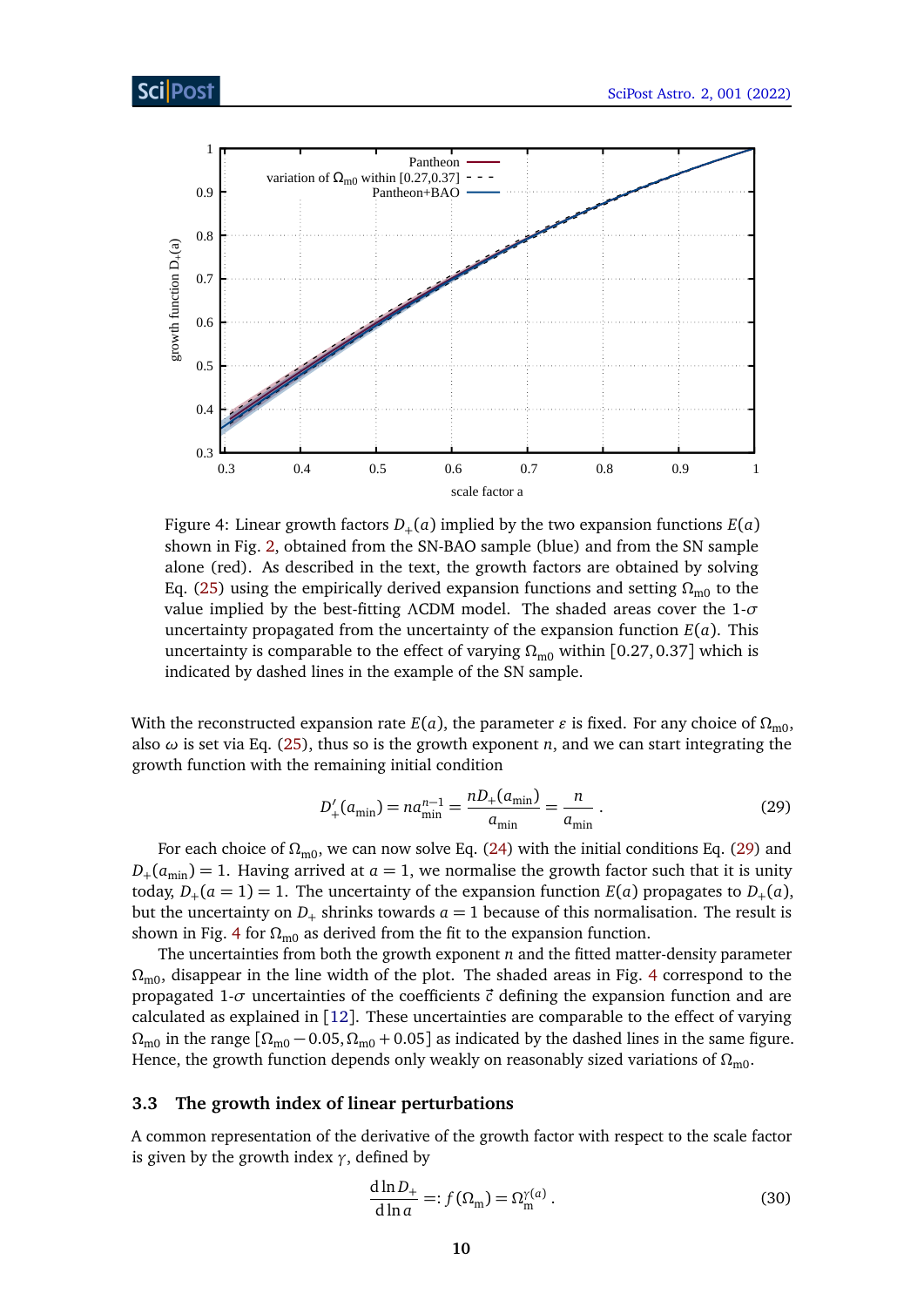Figure 4: Linear growth factors $D_+(a)$ implied by the two expansion functions $E(a)$ shown in Fig. 2, obtained from the SN-BAO sample (blue) and from the SN sample alone (red). As described in the text, the growth factors are obtained by solving Eq. (25) using the empirically derived expansion functions and setting $\Omega_{m0}$ to the value implied by the best-fitting ΛCDM model. The shaded areas cover the 1-$\sigma$ uncertainty propagated from the uncertainty of the expansion function $E(a)$. This uncertainty is comparable to the effect of varying $\Omega_{m0}$ within $[0.27, 0.37]$ which is indicated by dashed lines in the example of the SN sample.

With the reconstructed expansion rate $E(a)$, the parameter $\varepsilon$ is fixed. For any choice of $\Omega_{m0}$, also $\omega$ is set via Eq. (25), thus so is the growth exponent $n$, and we can start integrating the growth function with the remaining initial condition

$$D'_+(a_{\min}) = n a_{\min}^{n-1} = \frac{n D_+(a_{\min})}{a_{\min}} = \frac{n}{a_{\min}} \,. \tag{29}$$

For each choice of $\Omega_{m0}$, we can now solve Eq. (24) with the initial conditions Eq. (29) and $D_+(a_{\min}) = 1$. Having arrived at $a = 1$, we normalise the growth factor such that it is unity today, $D_+(a = 1) = 1$. The uncertainty of the expansion function $E(a)$ propagates to $D_+(a)$, but the uncertainty on $D_+$ shrinks towards $a = 1$ because of this normalisation. The result is shown in Fig. 4 for $\Omega_{m0}$ as derived from the fit to the expansion function.

The uncertainties from both the growth exponent $n$ and the fitted matter-density parameter $\Omega_{m0}$, disappear in the line width of the plot. The shaded areas in Fig. 4 correspond to the propagated 1-$\sigma$ uncertainties of the coefficients $\vec{c}$ defining the expansion function and are calculated as explained in [12]. These uncertainties are comparable to the effect of varying $\Omega_{m0}$ in the range $[\Omega_{m0} - 0.05, \Omega_{m0} + 0.05]$ as indicated by the dashed lines in the same figure. Hence, the growth function depends only weakly on reasonably sized variations of $\Omega_{m0}$.

### 3.3 The growth index of linear perturbations

A common representation of the derivative of the growth factor with respect to the scale factor is given by the growth index $\gamma$, defined by

$$\frac{\mathrm{d}\ln D_+}{\mathrm{d}\ln a} =: f(\Omega_m) = \Omega_m^{\gamma(a)} \,. \tag{30}$$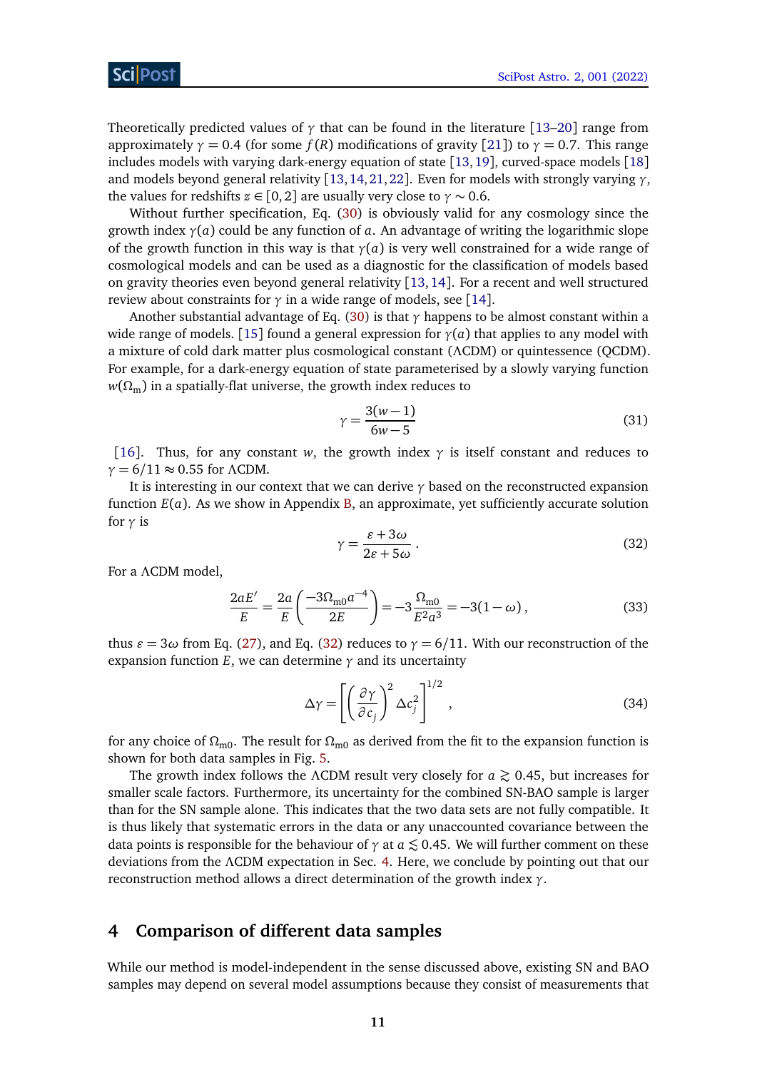Theoretically predicted values of $\gamma$ that can be found in the literature [13–20] range from approximately $\gamma = 0.4$ (for some $f(R)$ modifications of gravity [21]) to $\gamma = 0.7$. This range includes models with varying dark-energy equation of state [13, 19], curved-space models [18] and models beyond general relativity [13, 14, 21, 22]. Even for models with strongly varying $\gamma$, the values for redshifts $z \in [0, 2]$ are usually very close to $\gamma \sim 0.6$.

Without further specification, Eq. (30) is obviously valid for any cosmology since the growth index $\gamma(a)$ could be any function of $a$. An advantage of writing the logarithmic slope of the growth function in this way is that $\gamma(a)$ is very well constrained for a wide range of cosmological models and can be used as a diagnostic for the classification of models based on gravity theories even beyond general relativity [13, 14]. For a recent and well structured review about constraints for $\gamma$ in a wide range of models, see [14].

Another substantial advantage of Eq. (30) is that $\gamma$ happens to be almost constant within a wide range of models. [15] found a general expression for $\gamma(a)$ that applies to any model with a mixture of cold dark matter plus cosmological constant ($\Lambda$CDM) or quintessence (QCDM). For example, for a dark-energy equation of state parameterised by a slowly varying function $w(\Omega_\mathrm{m})$ in a spatially-flat universe, the growth index reduces to

$$\gamma = \frac{3(w-1)}{6w-5} \tag{31}$$

[16]. Thus, for any constant $w$, the growth index $\gamma$ is itself constant and reduces to $\gamma = 6/11 \approx 0.55$ for $\Lambda$CDM.

It is interesting in our context that we can derive $\gamma$ based on the reconstructed expansion function $E(a)$. As we show in Appendix B, an approximate, yet sufficiently accurate solution for $\gamma$ is

$$\gamma = \frac{\varepsilon + 3\omega}{2\varepsilon + 5\omega}\,. \tag{32}$$

For a $\Lambda$CDM model,

$$\frac{2aE'}{E} = \frac{2a}{E}\left(\frac{-3\Omega_\mathrm{m0}a^{-4}}{2E}\right) = -3\frac{\Omega_\mathrm{m0}}{E^2a^3} = -3(1-\omega)\,, \tag{33}$$

thus $\varepsilon = 3\omega$ from Eq. (27), and Eq. (32) reduces to $\gamma = 6/11$. With our reconstruction of the expansion function $E$, we can determine $\gamma$ and its uncertainty

$$\Delta\gamma = \left[\left(\frac{\partial\gamma}{\partial c_j}\right)^2 \Delta c_j^2\right]^{1/2}\,, \tag{34}$$

for any choice of $\Omega_\mathrm{m0}$. The result for $\Omega_\mathrm{m0}$ as derived from the fit to the expansion function is shown for both data samples in Fig. 5.

The growth index follows the $\Lambda$CDM result very closely for $a \gtrsim 0.45$, but increases for smaller scale factors. Furthermore, its uncertainty for the combined SN-BAO sample is larger than for the SN sample alone. This indicates that the two data sets are not fully compatible. It is thus likely that systematic errors in the data or any unaccounted covariance between the data points is responsible for the behaviour of $\gamma$ at $a \lesssim 0.45$. We will further comment on these deviations from the $\Lambda$CDM expectation in Sec. 4. Here, we conclude by pointing out that our reconstruction method allows a direct determination of the growth index $\gamma$.

## 4 Comparison of different data samples

While our method is model-independent in the sense discussed above, existing SN and BAO samples may depend on several model assumptions because they consist of measurements that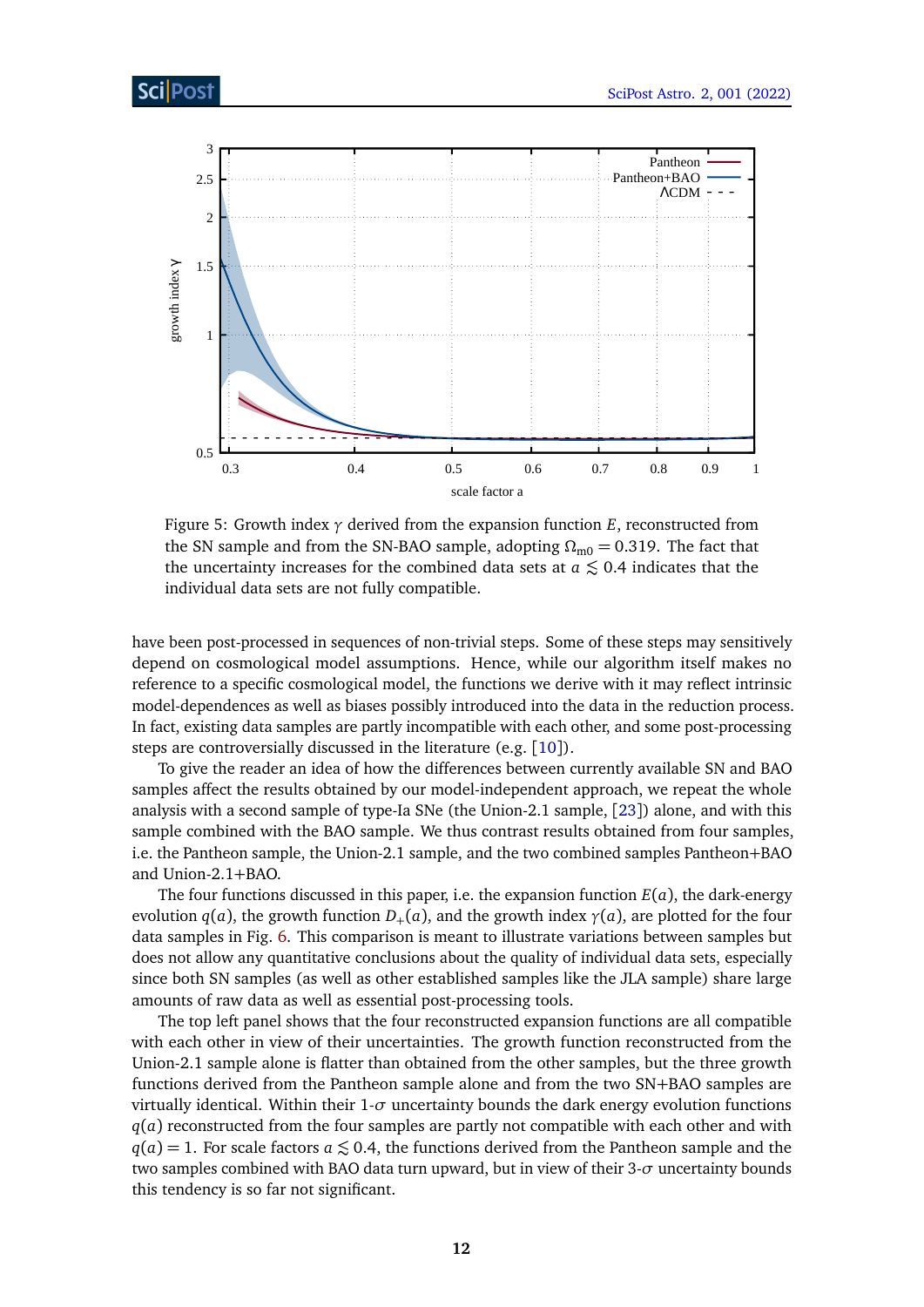Figure 5: Growth index $\gamma$ derived from the expansion function $E$, reconstructed from the SN sample and from the SN-BAO sample, adopting $\Omega_{m0} = 0.319$. The fact that the uncertainty increases for the combined data sets at $a \lesssim 0.4$ indicates that the individual data sets are not fully compatible.

have been post-processed in sequences of non-trivial steps. Some of these steps may sensitively depend on cosmological model assumptions. Hence, while our algorithm itself makes no reference to a specific cosmological model, the functions we derive with it may reflect intrinsic model-dependences as well as biases possibly introduced into the data in the reduction process. In fact, existing data samples are partly incompatible with each other, and some post-processing steps are controversially discussed in the literature (e.g. [10]).

To give the reader an idea of how the differences between currently available SN and BAO samples affect the results obtained by our model-independent approach, we repeat the whole analysis with a second sample of type-Ia SNe (the Union-2.1 sample, [23]) alone, and with this sample combined with the BAO sample. We thus contrast results obtained from four samples, i.e. the Pantheon sample, the Union-2.1 sample, and the two combined samples Pantheon+BAO and Union-2.1+BAO.

The four functions discussed in this paper, i.e. the expansion function $E(a)$, the dark-energy evolution $q(a)$, the growth function $D_+(a)$, and the growth index $\gamma(a)$, are plotted for the four data samples in Fig. 6. This comparison is meant to illustrate variations between samples but does not allow any quantitative conclusions about the quality of individual data sets, especially since both SN samples (as well as other established samples like the JLA sample) share large amounts of raw data as well as essential post-processing tools.

The top left panel shows that the four reconstructed expansion functions are all compatible with each other in view of their uncertainties. The growth function reconstructed from the Union-2.1 sample alone is flatter than obtained from the other samples, but the three growth functions derived from the Pantheon sample alone and from the two SN+BAO samples are virtually identical. Within their 1-$\sigma$ uncertainty bounds the dark energy evolution functions $q(a)$ reconstructed from the four samples are partly not compatible with each other and with $q(a) = 1$. For scale factors $a \lesssim 0.4$, the functions derived from the Pantheon sample and the two samples combined with BAO data turn upward, but in view of their 3-$\sigma$ uncertainty bounds this tendency is so far not significant.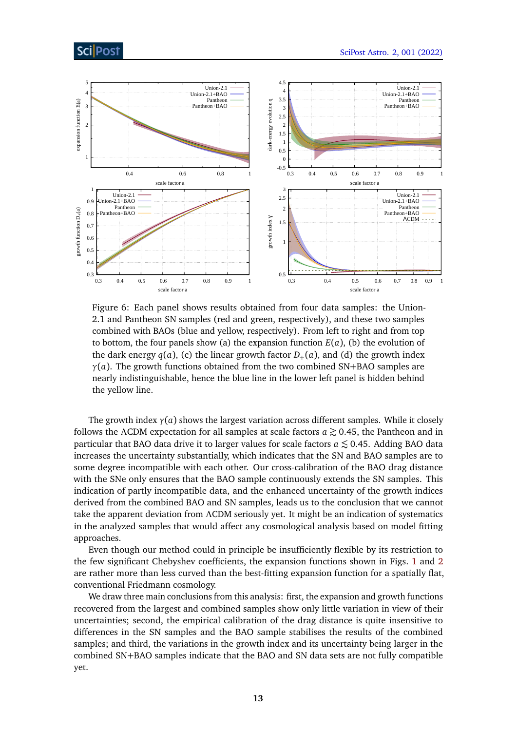Figure 6: Each panel shows results obtained from four data samples: the Union-2.1 and Pantheon SN samples (red and green, respectively), and these two samples combined with BAOs (blue and yellow, respectively). From left to right and from top to bottom, the four panels show (a) the expansion function $E(a)$, (b) the evolution of the dark energy $q(a)$, (c) the linear growth factor $D_+(a)$, and (d) the growth index $\gamma(a)$. The growth functions obtained from the two combined SN+BAO samples are nearly indistinguishable, hence the blue line in the lower left panel is hidden behind the yellow line.

The growth index $\gamma(a)$ shows the largest variation across different samples. While it closely follows the ΛCDM expectation for all samples at scale factors $a \gtrsim 0.45$, the Pantheon and in particular that BAO data drive it to larger values for scale factors $a \lesssim 0.45$. Adding BAO data increases the uncertainty substantially, which indicates that the SN and BAO samples are to some degree incompatible with each other. Our cross-calibration of the BAO drag distance with the SNe only ensures that the BAO sample continuously extends the SN samples. This indication of partly incompatible data, and the enhanced uncertainty of the growth indices derived from the combined BAO and SN samples, leads us to the conclusion that we cannot take the apparent deviation from ΛCDM seriously yet. It might be an indication of systematics in the analyzed samples that would affect any cosmological analysis based on model fitting approaches.

Even though our method could in principle be insufficiently flexible by its restriction to the few significant Chebyshev coefficients, the expansion functions shown in Figs. 1 and 2 are rather more than less curved than the best-fitting expansion function for a spatially flat, conventional Friedmann cosmology.

We draw three main conclusions from this analysis: first, the expansion and growth functions recovered from the largest and combined samples show only little variation in view of their uncertainties; second, the empirical calibration of the drag distance is quite insensitive to differences in the SN samples and the BAO sample stabilises the results of the combined samples; and third, the variations in the growth index and its uncertainty being larger in the combined SN+BAO samples indicate that the BAO and SN data sets are not fully compatible yet.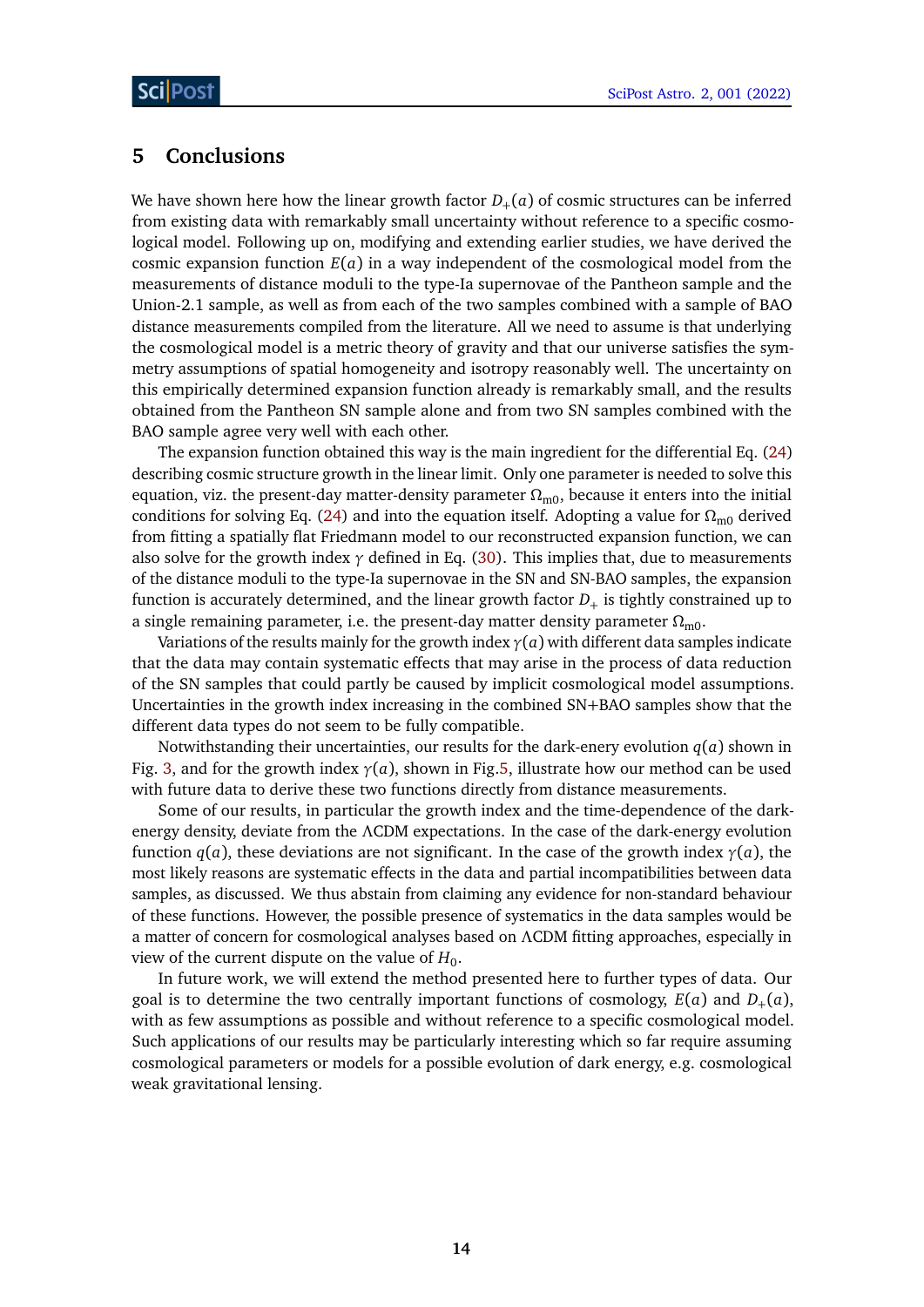## 5 Conclusions

We have shown here how the linear growth factor $D_+(a)$ of cosmic structures can be inferred from existing data with remarkably small uncertainty without reference to a specific cosmological model. Following up on, modifying and extending earlier studies, we have derived the cosmic expansion function $E(a)$ in a way independent of the cosmological model from the measurements of distance moduli to the type-Ia supernovae of the Pantheon sample and the Union-2.1 sample, as well as from each of the two samples combined with a sample of BAO distance measurements compiled from the literature. All we need to assume is that underlying the cosmological model is a metric theory of gravity and that our universe satisfies the symmetry assumptions of spatial homogeneity and isotropy reasonably well. The uncertainty on this empirically determined expansion function already is remarkably small, and the results obtained from the Pantheon SN sample alone and from two SN samples combined with the BAO sample agree very well with each other.

The expansion function obtained this way is the main ingredient for the differential Eq. (24) describing cosmic structure growth in the linear limit. Only one parameter is needed to solve this equation, viz. the present-day matter-density parameter $\Omega_{m0}$, because it enters into the initial conditions for solving Eq. (24) and into the equation itself. Adopting a value for $\Omega_{m0}$ derived from fitting a spatially flat Friedmann model to our reconstructed expansion function, we can also solve for the growth index $\gamma$ defined in Eq. (30). This implies that, due to measurements of the distance moduli to the type-Ia supernovae in the SN and SN-BAO samples, the expansion function is accurately determined, and the linear growth factor $D_+$ is tightly constrained up to a single remaining parameter, i.e. the present-day matter density parameter $\Omega_{m0}$.

Variations of the results mainly for the growth index $\gamma(a)$ with different data samples indicate that the data may contain systematic effects that may arise in the process of data reduction of the SN samples that could partly be caused by implicit cosmological model assumptions. Uncertainties in the growth index increasing in the combined SN+BAO samples show that the different data types do not seem to be fully compatible.

Notwithstanding their uncertainties, our results for the dark-enery evolution $q(a)$ shown in Fig. 3, and for the growth index $\gamma(a)$, shown in Fig.5, illustrate how our method can be used with future data to derive these two functions directly from distance measurements.

Some of our results, in particular the growth index and the time-dependence of the dark-energy density, deviate from the ΛCDM expectations. In the case of the dark-energy evolution function $q(a)$, these deviations are not significant. In the case of the growth index $\gamma(a)$, the most likely reasons are systematic effects in the data and partial incompatibilities between data samples, as discussed. We thus abstain from claiming any evidence for non-standard behaviour of these functions. However, the possible presence of systematics in the data samples would be a matter of concern for cosmological analyses based on ΛCDM fitting approaches, especially in view of the current dispute on the value of $H_0$.

In future work, we will extend the method presented here to further types of data. Our goal is to determine the two centrally important functions of cosmology, $E(a)$ and $D_+(a)$, with as few assumptions as possible and without reference to a specific cosmological model. Such applications of our results may be particularly interesting which so far require assuming cosmological parameters or models for a possible evolution of dark energy, e.g. cosmological weak gravitational lensing.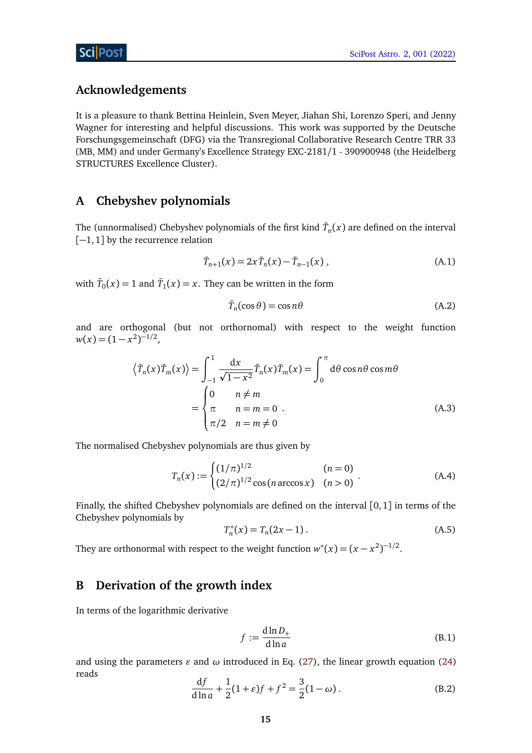## Acknowledgements

It is a pleasure to thank Bettina Heinlein, Sven Meyer, Jiahan Shi, Lorenzo Speri, and Jenny Wagner for interesting and helpful discussions. This work was supported by the Deutsche Forschungsgemeinschaft (DFG) via the Transregional Collaborative Research Centre TRR 33 (MB, MM) and under Germany's Excellence Strategy EXC-2181/1 - 390900948 (the Heidelberg STRUCTURES Excellence Cluster).

## A Chebyshev polynomials

The (unnormalised) Chebyshev polynomials of the first kind $\bar{T}_n(x)$ are defined on the interval $[-1, 1]$ by the recurrence relation

$$\bar{T}_{n+1}(x) = 2x\bar{T}_n(x) - \bar{T}_{n-1}(x) \ , \tag{A.1}$$

with $\bar{T}_0(x) = 1$ and $\bar{T}_1(x) = x$. They can be written in the form

$$\bar{T}_n(\cos\theta) = \cos n\theta \tag{A.2}$$

and are orthogonal (but not orthornomal) with respect to the weight function $w(x) = (1-x^2)^{-1/2}$,

$$\begin{aligned}\left\langle \bar{T}_n(x)\bar{T}_m(x) \right\rangle &= \int_{-1}^{1} \frac{\mathrm{d}x}{\sqrt{1-x^2}} \bar{T}_n(x)\bar{T}_m(x) = \int_0^{\pi} \mathrm{d}\theta \, \cos n\theta \cos m\theta \\ &= \begin{cases} 0 & n \neq m \\ \pi & n = m = 0 \\ \pi/2 & n = m \neq 0 \end{cases} .\end{aligned} \tag{A.3}$$

The normalised Chebyshev polynomials are thus given by

$$T_n(x) := \begin{cases} (1/\pi)^{1/2} & (n = 0) \\ (2/\pi)^{1/2} \cos(n \arccos x) & (n > 0) \end{cases} . \tag{A.4}$$

Finally, the shifted Chebyshev polynomials are defined on the interval $[0, 1]$ in terms of the Chebyshev polynomials by

$$T_n^*(x) = T_n(2x-1) \, . \tag{A.5}$$

They are orthonormal with respect to the weight function $w^*(x) = (x - x^2)^{-1/2}$.

## B Derivation of the growth index

In terms of the logarithmic derivative

$$f := \frac{\mathrm{d}\ln D_+}{\mathrm{d}\ln a} \tag{B.1}$$

and using the parameters $\varepsilon$ and $\omega$ introduced in Eq. (27), the linear growth equation (24) reads

$$\frac{\mathrm{d}f}{\mathrm{d}\ln a} + \frac{1}{2}(1+\varepsilon)f + f^2 = \frac{3}{2}(1-\omega) \, . \tag{B.2}$$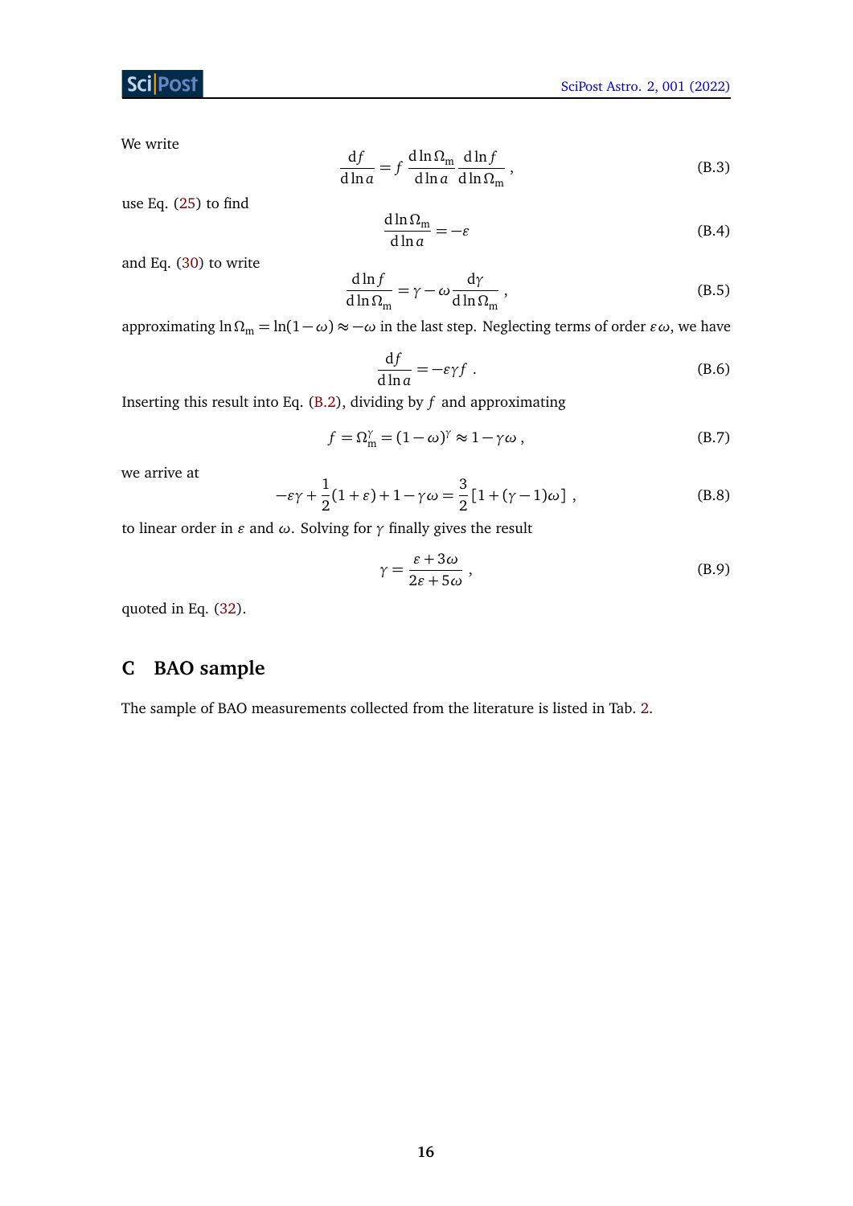We write

$$\frac{\mathrm{d}f}{\mathrm{d}\ln a} = f\,\frac{\mathrm{d}\ln\Omega_\mathrm{m}}{\mathrm{d}\ln a}\,\frac{\mathrm{d}\ln f}{\mathrm{d}\ln\Omega_\mathrm{m}}\,, \tag{B.3}$$

use Eq. (25) to find

$$\frac{\mathrm{d}\ln\Omega_\mathrm{m}}{\mathrm{d}\ln a} = -\varepsilon \tag{B.4}$$

and Eq. (30) to write

$$\frac{\mathrm{d}\ln f}{\mathrm{d}\ln\Omega_\mathrm{m}} = \gamma - \omega\frac{\mathrm{d}\gamma}{\mathrm{d}\ln\Omega_\mathrm{m}}\,, \tag{B.5}$$

approximating $\ln\Omega_\mathrm{m} = \ln(1-\omega) \approx -\omega$ in the last step. Neglecting terms of order $\varepsilon\omega$, we have

$$\frac{\mathrm{d}f}{\mathrm{d}\ln a} = -\varepsilon\gamma f\,. \tag{B.6}$$

Inserting this result into Eq. (B.2), dividing by $f$ and approximating

$$f = \Omega_\mathrm{m}^\gamma = (1-\omega)^\gamma \approx 1 - \gamma\omega\,, \tag{B.7}$$

we arrive at

$$-\varepsilon\gamma + \frac{1}{2}(1+\varepsilon) + 1 - \gamma\omega = \frac{3}{2}\left[1 + (\gamma - 1)\omega\right]\,, \tag{B.8}$$

to linear order in $\varepsilon$ and $\omega$. Solving for $\gamma$ finally gives the result

$$\gamma = \frac{\varepsilon + 3\omega}{2\varepsilon + 5\omega}\,, \tag{B.9}$$

quoted in Eq. (32).

## C BAO sample

The sample of BAO measurements collected from the literature is listed in Tab. 2.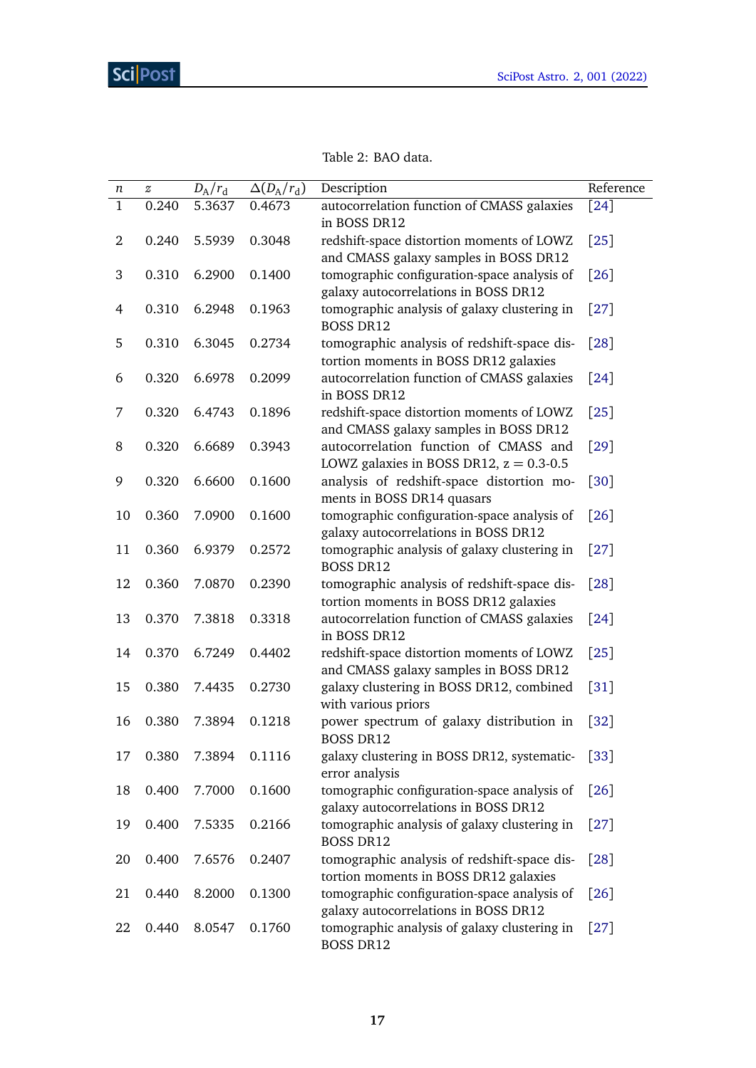Table 2: BAO data.

| $n$ | $z$ | $D_{\rm A}/r_{\rm d}$ | $\Delta(D_{\rm A}/r_{\rm d})$ | Description | Reference |
|---|---|---|---|---|---|
| 1 | 0.240 | 5.3637 | 0.4673 | autocorrelation function of CMASS galaxies in BOSS DR12 | [24] |
| 2 | 0.240 | 5.5939 | 0.3048 | redshift-space distortion moments of LOWZ and CMASS galaxy samples in BOSS DR12 | [25] |
| 3 | 0.310 | 6.2900 | 0.1400 | tomographic configuration-space analysis of galaxy autocorrelations in BOSS DR12 | [26] |
| 4 | 0.310 | 6.2948 | 0.1963 | tomographic analysis of galaxy clustering in BOSS DR12 | [27] |
| 5 | 0.310 | 6.3045 | 0.2734 | tomographic analysis of redshift-space distortion moments in BOSS DR12 galaxies | [28] |
| 6 | 0.320 | 6.6978 | 0.2099 | autocorrelation function of CMASS galaxies in BOSS DR12 | [24] |
| 7 | 0.320 | 6.4743 | 0.1896 | redshift-space distortion moments of LOWZ and CMASS galaxy samples in BOSS DR12 | [25] |
| 8 | 0.320 | 6.6689 | 0.3943 | autocorrelation function of CMASS and LOWZ galaxies in BOSS DR12, z = 0.3-0.5 | [29] |
| 9 | 0.320 | 6.6600 | 0.1600 | analysis of redshift-space distortion moments in BOSS DR14 quasars | [30] |
| 10 | 0.360 | 7.0900 | 0.1600 | tomographic configuration-space analysis of galaxy autocorrelations in BOSS DR12 | [26] |
| 11 | 0.360 | 6.9379 | 0.2572 | tomographic analysis of galaxy clustering in BOSS DR12 | [27] |
| 12 | 0.360 | 7.0870 | 0.2390 | tomographic analysis of redshift-space distortion moments in BOSS DR12 galaxies | [28] |
| 13 | 0.370 | 7.3818 | 0.3318 | autocorrelation function of CMASS galaxies in BOSS DR12 | [24] |
| 14 | 0.370 | 6.7249 | 0.4402 | redshift-space distortion moments of LOWZ and CMASS galaxy samples in BOSS DR12 | [25] |
| 15 | 0.380 | 7.4435 | 0.2730 | galaxy clustering in BOSS DR12, combined with various priors | [31] |
| 16 | 0.380 | 7.3894 | 0.1218 | power spectrum of galaxy distribution in BOSS DR12 | [32] |
| 17 | 0.380 | 7.3894 | 0.1116 | galaxy clustering in BOSS DR12, systematic-error analysis | [33] |
| 18 | 0.400 | 7.7000 | 0.1600 | tomographic configuration-space analysis of galaxy autocorrelations in BOSS DR12 | [26] |
| 19 | 0.400 | 7.5335 | 0.2166 | tomographic analysis of galaxy clustering in BOSS DR12 | [27] |
| 20 | 0.400 | 7.6576 | 0.2407 | tomographic analysis of redshift-space distortion moments in BOSS DR12 galaxies | [28] |
| 21 | 0.440 | 8.2000 | 0.1300 | tomographic configuration-space analysis of galaxy autocorrelations in BOSS DR12 | [26] |
| 22 | 0.440 | 8.0547 | 0.1760 | tomographic analysis of galaxy clustering in BOSS DR12 | [27] |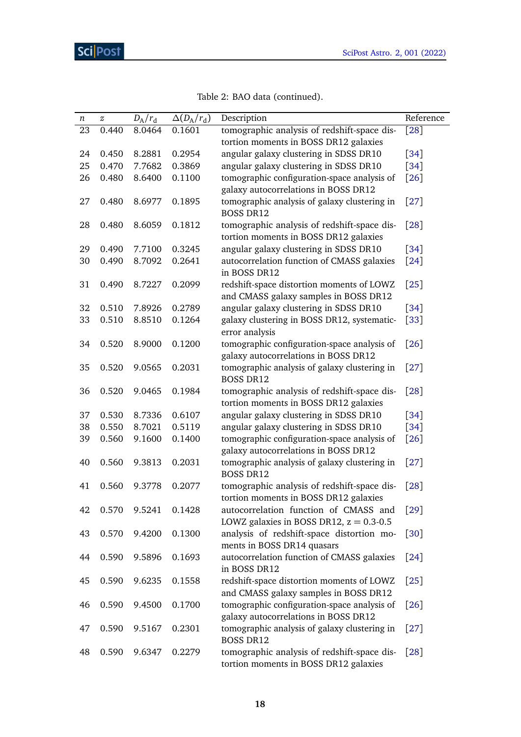Table 2: BAO data (continued).

| $n$ | $z$ | $D_A/r_d$ | $\Delta(D_A/r_d)$ | Description | Reference |
|---|---|---|---|---|---|
| 23 | 0.440 | 8.0464 | 0.1601 | tomographic analysis of redshift-space distortion moments in BOSS DR12 galaxies | [28] |
| 24 | 0.450 | 8.2881 | 0.2954 | angular galaxy clustering in SDSS DR10 | [34] |
| 25 | 0.470 | 7.7682 | 0.3869 | angular galaxy clustering in SDSS DR10 | [34] |
| 26 | 0.480 | 8.6400 | 0.1100 | tomographic configuration-space analysis of galaxy autocorrelations in BOSS DR12 | [26] |
| 27 | 0.480 | 8.6977 | 0.1895 | tomographic analysis of galaxy clustering in BOSS DR12 | [27] |
| 28 | 0.480 | 8.6059 | 0.1812 | tomographic analysis of redshift-space distortion moments in BOSS DR12 galaxies | [28] |
| 29 | 0.490 | 7.7100 | 0.3245 | angular galaxy clustering in SDSS DR10 | [34] |
| 30 | 0.490 | 8.7092 | 0.2641 | autocorrelation function of CMASS galaxies in BOSS DR12 | [24] |
| 31 | 0.490 | 8.7227 | 0.2099 | redshift-space distortion moments of LOWZ and CMASS galaxy samples in BOSS DR12 | [25] |
| 32 | 0.510 | 7.8926 | 0.2789 | angular galaxy clustering in SDSS DR10 | [34] |
| 33 | 0.510 | 8.8510 | 0.1264 | galaxy clustering in BOSS DR12, systematic-error analysis | [33] |
| 34 | 0.520 | 8.9000 | 0.1200 | tomographic configuration-space analysis of galaxy autocorrelations in BOSS DR12 | [26] |
| 35 | 0.520 | 9.0565 | 0.2031 | tomographic analysis of galaxy clustering in BOSS DR12 | [27] |
| 36 | 0.520 | 9.0465 | 0.1984 | tomographic analysis of redshift-space distortion moments in BOSS DR12 galaxies | [28] |
| 37 | 0.530 | 8.7336 | 0.6107 | angular galaxy clustering in SDSS DR10 | [34] |
| 38 | 0.550 | 8.7021 | 0.5119 | angular galaxy clustering in SDSS DR10 | [34] |
| 39 | 0.560 | 9.1600 | 0.1400 | tomographic configuration-space analysis of galaxy autocorrelations in BOSS DR12 | [26] |
| 40 | 0.560 | 9.3813 | 0.2031 | tomographic analysis of galaxy clustering in BOSS DR12 | [27] |
| 41 | 0.560 | 9.3778 | 0.2077 | tomographic analysis of redshift-space distortion moments in BOSS DR12 galaxies | [28] |
| 42 | 0.570 | 9.5241 | 0.1428 | autocorrelation function of CMASS and LOWZ galaxies in BOSS DR12, z = 0.3-0.5 | [29] |
| 43 | 0.570 | 9.4200 | 0.1300 | analysis of redshift-space distortion moments in BOSS DR14 quasars | [30] |
| 44 | 0.590 | 9.5896 | 0.1693 | autocorrelation function of CMASS galaxies in BOSS DR12 | [24] |
| 45 | 0.590 | 9.6235 | 0.1558 | redshift-space distortion moments of LOWZ and CMASS galaxy samples in BOSS DR12 | [25] |
| 46 | 0.590 | 9.4500 | 0.1700 | tomographic configuration-space analysis of galaxy autocorrelations in BOSS DR12 | [26] |
| 47 | 0.590 | 9.5167 | 0.2301 | tomographic analysis of galaxy clustering in BOSS DR12 | [27] |
| 48 | 0.590 | 9.6347 | 0.2279 | tomographic analysis of redshift-space distortion moments in BOSS DR12 galaxies | [28] |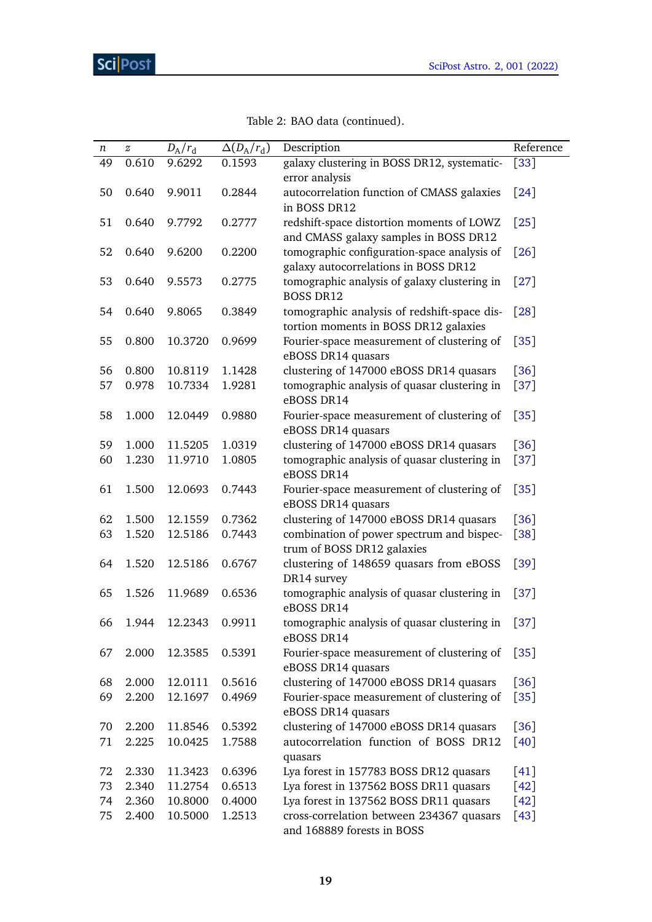Table 2: BAO data (continued).

| $n$ | $z$ | $D_\mathrm{A}/r_\mathrm{d}$ | $\Delta(D_\mathrm{A}/r_\mathrm{d})$ | Description | Reference |
|---|---|---|---|---|---|
| 49 | 0.610 | 9.6292 | 0.1593 | galaxy clustering in BOSS DR12, systematic-error analysis | [33] |
| 50 | 0.640 | 9.9011 | 0.2844 | autocorrelation function of CMASS galaxies in BOSS DR12 | [24] |
| 51 | 0.640 | 9.7792 | 0.2777 | redshift-space distortion moments of LOWZ and CMASS galaxy samples in BOSS DR12 | [25] |
| 52 | 0.640 | 9.6200 | 0.2200 | tomographic configuration-space analysis of galaxy autocorrelations in BOSS DR12 | [26] |
| 53 | 0.640 | 9.5573 | 0.2775 | tomographic analysis of galaxy clustering in BOSS DR12 | [27] |
| 54 | 0.640 | 9.8065 | 0.3849 | tomographic analysis of redshift-space distortion moments in BOSS DR12 galaxies | [28] |
| 55 | 0.800 | 10.3720 | 0.9699 | Fourier-space measurement of clustering of eBOSS DR14 quasars | [35] |
| 56 | 0.800 | 10.8119 | 1.1428 | clustering of 147000 eBOSS DR14 quasars | [36] |
| 57 | 0.978 | 10.7334 | 1.9281 | tomographic analysis of quasar clustering in eBOSS DR14 | [37] |
| 58 | 1.000 | 12.0449 | 0.9880 | Fourier-space measurement of clustering of eBOSS DR14 quasars | [35] |
| 59 | 1.000 | 11.5205 | 1.0319 | clustering of 147000 eBOSS DR14 quasars | [36] |
| 60 | 1.230 | 11.9710 | 1.0805 | tomographic analysis of quasar clustering in eBOSS DR14 | [37] |
| 61 | 1.500 | 12.0693 | 0.7443 | Fourier-space measurement of clustering of eBOSS DR14 quasars | [35] |
| 62 | 1.500 | 12.1559 | 0.7362 | clustering of 147000 eBOSS DR14 quasars | [36] |
| 63 | 1.520 | 12.5186 | 0.7443 | combination of power spectrum and bispectrum of BOSS DR12 galaxies | [38] |
| 64 | 1.520 | 12.5186 | 0.6767 | clustering of 148659 quasars from eBOSS DR14 survey | [39] |
| 65 | 1.526 | 11.9689 | 0.6536 | tomographic analysis of quasar clustering in eBOSS DR14 | [37] |
| 66 | 1.944 | 12.2343 | 0.9911 | tomographic analysis of quasar clustering in eBOSS DR14 | [37] |
| 67 | 2.000 | 12.3585 | 0.5391 | Fourier-space measurement of clustering of eBOSS DR14 quasars | [35] |
| 68 | 2.000 | 12.0111 | 0.5616 | clustering of 147000 eBOSS DR14 quasars | [36] |
| 69 | 2.200 | 12.1697 | 0.4969 | Fourier-space measurement of clustering of eBOSS DR14 quasars | [35] |
| 70 | 2.200 | 11.8546 | 0.5392 | clustering of 147000 eBOSS DR14 quasars | [36] |
| 71 | 2.225 | 10.0425 | 1.7588 | autocorrelation function of BOSS DR12 quasars | [40] |
| 72 | 2.330 | 11.3423 | 0.6396 | Lya forest in 157783 BOSS DR12 quasars | [41] |
| 73 | 2.340 | 11.2754 | 0.6513 | Lya forest in 137562 BOSS DR11 quasars | [42] |
| 74 | 2.360 | 10.8000 | 0.4000 | Lya forest in 137562 BOSS DR11 quasars | [42] |
| 75 | 2.400 | 10.5000 | 1.2513 | cross-correlation between 234367 quasars and 168889 forests in BOSS | [43] |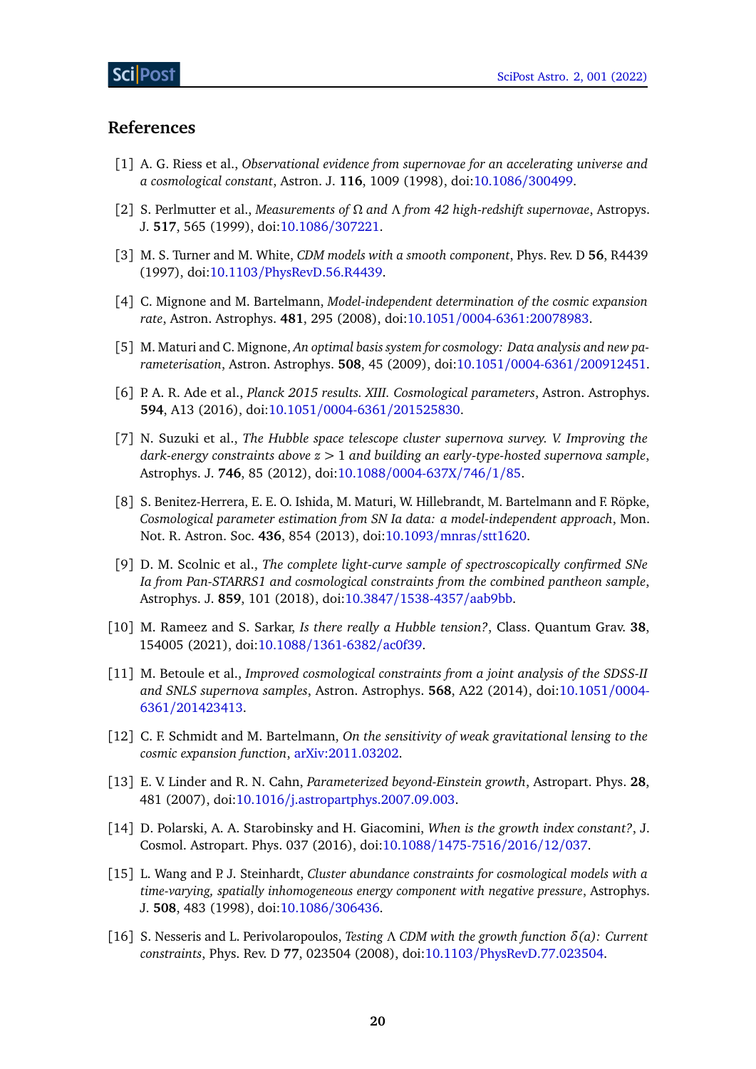## References

[1] A. G. Riess et al., *Observational evidence from supernovae for an accelerating universe and a cosmological constant*, Astron. J. **116**, 1009 (1998), doi:10.1086/300499.

[2] S. Perlmutter et al., *Measurements of $\Omega$ and $\Lambda$ from 42 high-redshift supernovae*, Astropys. J. **517**, 565 (1999), doi:10.1086/307221.

[3] M. S. Turner and M. White, *CDM models with a smooth component*, Phys. Rev. D **56**, R4439 (1997), doi:10.1103/PhysRevD.56.R4439.

[4] C. Mignone and M. Bartelmann, *Model-independent determination of the cosmic expansion rate*, Astron. Astrophys. **481**, 295 (2008), doi:10.1051/0004-6361:20078983.

[5] M. Maturi and C. Mignone, *An optimal basis system for cosmology: Data analysis and new parameterisation*, Astron. Astrophys. **508**, 45 (2009), doi:10.1051/0004-6361/200912451.

[6] P. A. R. Ade et al., *Planck 2015 results. XIII. Cosmological parameters*, Astron. Astrophys. **594**, A13 (2016), doi:10.1051/0004-6361/201525830.

[7] N. Suzuki et al., *The Hubble space telescope cluster supernova survey. V. Improving the dark-energy constraints above $z > 1$ and building an early-type-hosted supernova sample*, Astrophys. J. **746**, 85 (2012), doi:10.1088/0004-637X/746/1/85.

[8] S. Benitez-Herrera, E. E. O. Ishida, M. Maturi, W. Hillebrandt, M. Bartelmann and F. Röpke, *Cosmological parameter estimation from SN Ia data: a model-independent approach*, Mon. Not. R. Astron. Soc. **436**, 854 (2013), doi:10.1093/mnras/stt1620.

[9] D. M. Scolnic et al., *The complete light-curve sample of spectroscopically confirmed SNe Ia from Pan-STARRS1 and cosmological constraints from the combined pantheon sample*, Astrophys. J. **859**, 101 (2018), doi:10.3847/1538-4357/aab9bb.

[10] M. Rameez and S. Sarkar, *Is there really a Hubble tension?*, Class. Quantum Grav. **38**, 154005 (2021), doi:10.1088/1361-6382/ac0f39.

[11] M. Betoule et al., *Improved cosmological constraints from a joint analysis of the SDSS-II and SNLS supernova samples*, Astron. Astrophys. **568**, A22 (2014), doi:10.1051/0004-6361/201423413.

[12] C. F. Schmidt and M. Bartelmann, *On the sensitivity of weak gravitational lensing to the cosmic expansion function*, arXiv:2011.03202.

[13] E. V. Linder and R. N. Cahn, *Parameterized beyond-Einstein growth*, Astropart. Phys. **28**, 481 (2007), doi:10.1016/j.astropartphys.2007.09.003.

[14] D. Polarski, A. A. Starobinsky and H. Giacomini, *When is the growth index constant?*, J. Cosmol. Astropart. Phys. 037 (2016), doi:10.1088/1475-7516/2016/12/037.

[15] L. Wang and P. J. Steinhardt, *Cluster abundance constraints for cosmological models with a time-varying, spatially inhomogeneous energy component with negative pressure*, Astrophys. J. **508**, 483 (1998), doi:10.1086/306436.

[16] S. Nesseris and L. Perivolaropoulos, *Testing $\Lambda$ CDM with the growth function $\delta(a)$: Current constraints*, Phys. Rev. D **77**, 023504 (2008), doi:10.1103/PhysRevD.77.023504.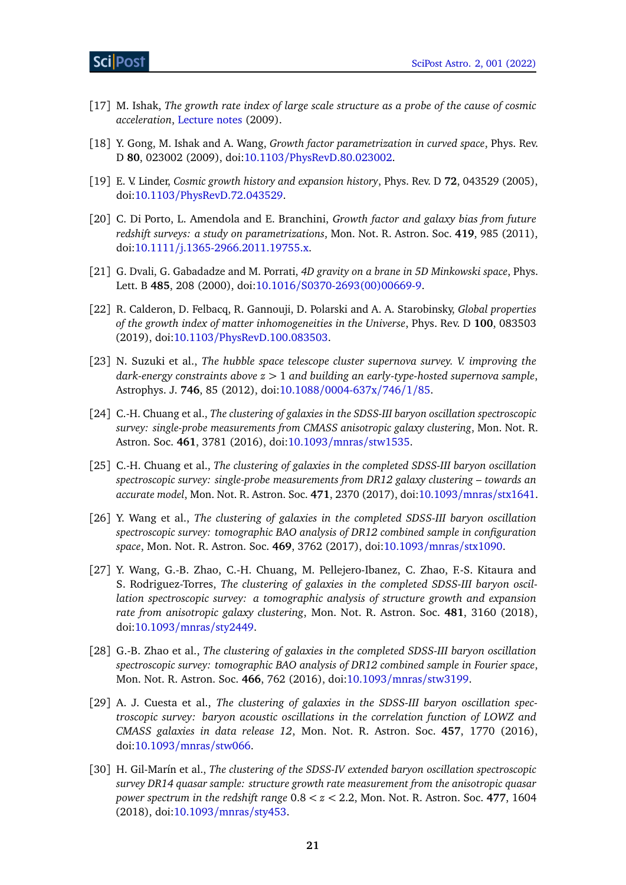[17] M. Ishak, *The growth rate index of large scale structure as a probe of the cause of cosmic acceleration*, Lecture notes (2009).

[18] Y. Gong, M. Ishak and A. Wang, *Growth factor parametrization in curved space*, Phys. Rev. D **80**, 023002 (2009), doi:10.1103/PhysRevD.80.023002.

[19] E. V. Linder, *Cosmic growth history and expansion history*, Phys. Rev. D **72**, 043529 (2005), doi:10.1103/PhysRevD.72.043529.

[20] C. Di Porto, L. Amendola and E. Branchini, *Growth factor and galaxy bias from future redshift surveys: a study on parametrizations*, Mon. Not. R. Astron. Soc. **419**, 985 (2011), doi:10.1111/j.1365-2966.2011.19755.x.

[21] G. Dvali, G. Gabadadze and M. Porrati, *4D gravity on a brane in 5D Minkowski space*, Phys. Lett. B **485**, 208 (2000), doi:10.1016/S0370-2693(00)00669-9.

[22] R. Calderon, D. Felbacq, R. Gannouji, D. Polarski and A. A. Starobinsky, *Global properties of the growth index of matter inhomogeneities in the Universe*, Phys. Rev. D **100**, 083503 (2019), doi:10.1103/PhysRevD.100.083503.

[23] N. Suzuki et al., *The hubble space telescope cluster supernova survey. V. improving the dark-energy constraints above $z > 1$ and building an early-type-hosted supernova sample*, Astrophys. J. **746**, 85 (2012), doi:10.1088/0004-637x/746/1/85.

[24] C.-H. Chuang et al., *The clustering of galaxies in the SDSS-III baryon oscillation spectroscopic survey: single-probe measurements from CMASS anisotropic galaxy clustering*, Mon. Not. R. Astron. Soc. **461**, 3781 (2016), doi:10.1093/mnras/stw1535.

[25] C.-H. Chuang et al., *The clustering of galaxies in the completed SDSS-III baryon oscillation spectroscopic survey: single-probe measurements from DR12 galaxy clustering – towards an accurate model*, Mon. Not. R. Astron. Soc. **471**, 2370 (2017), doi:10.1093/mnras/stx1641.

[26] Y. Wang et al., *The clustering of galaxies in the completed SDSS-III baryon oscillation spectroscopic survey: tomographic BAO analysis of DR12 combined sample in configuration space*, Mon. Not. R. Astron. Soc. **469**, 3762 (2017), doi:10.1093/mnras/stx1090.

[27] Y. Wang, G.-B. Zhao, C.-H. Chuang, M. Pellejero-Ibanez, C. Zhao, F.-S. Kitaura and S. Rodriguez-Torres, *The clustering of galaxies in the completed SDSS-III baryon oscillation spectroscopic survey: a tomographic analysis of structure growth and expansion rate from anisotropic galaxy clustering*, Mon. Not. R. Astron. Soc. **481**, 3160 (2018), doi:10.1093/mnras/sty2449.

[28] G.-B. Zhao et al., *The clustering of galaxies in the completed SDSS-III baryon oscillation spectroscopic survey: tomographic BAO analysis of DR12 combined sample in Fourier space*, Mon. Not. R. Astron. Soc. **466**, 762 (2016), doi:10.1093/mnras/stw3199.

[29] A. J. Cuesta et al., *The clustering of galaxies in the SDSS-III baryon oscillation spectroscopic survey: baryon acoustic oscillations in the correlation function of LOWZ and CMASS galaxies in data release 12*, Mon. Not. R. Astron. Soc. **457**, 1770 (2016), doi:10.1093/mnras/stw066.

[30] H. Gil-Marín et al., *The clustering of the SDSS-IV extended baryon oscillation spectroscopic survey DR14 quasar sample: structure growth rate measurement from the anisotropic quasar power spectrum in the redshift range $0.8 < z < 2.2$*, Mon. Not. R. Astron. Soc. **477**, 1604 (2018), doi:10.1093/mnras/sty453.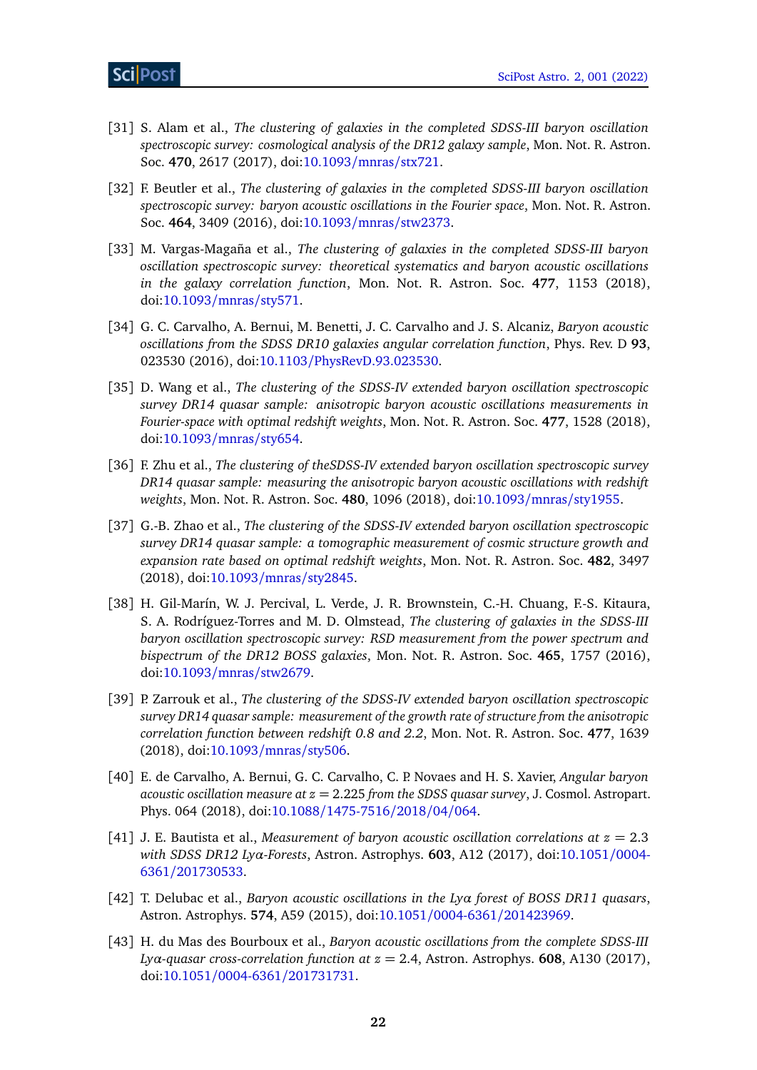[31] S. Alam et al., *The clustering of galaxies in the completed SDSS-III baryon oscillation spectroscopic survey: cosmological analysis of the DR12 galaxy sample*, Mon. Not. R. Astron. Soc. **470**, 2617 (2017), doi:10.1093/mnras/stx721.

[32] F. Beutler et al., *The clustering of galaxies in the completed SDSS-III baryon oscillation spectroscopic survey: baryon acoustic oscillations in the Fourier space*, Mon. Not. R. Astron. Soc. **464**, 3409 (2016), doi:10.1093/mnras/stw2373.

[33] M. Vargas-Magaña et al., *The clustering of galaxies in the completed SDSS-III baryon oscillation spectroscopic survey: theoretical systematics and baryon acoustic oscillations in the galaxy correlation function*, Mon. Not. R. Astron. Soc. **477**, 1153 (2018), doi:10.1093/mnras/sty571.

[34] G. C. Carvalho, A. Bernui, M. Benetti, J. C. Carvalho and J. S. Alcaniz, *Baryon acoustic oscillations from the SDSS DR10 galaxies angular correlation function*, Phys. Rev. D **93**, 023530 (2016), doi:10.1103/PhysRevD.93.023530.

[35] D. Wang et al., *The clustering of the SDSS-IV extended baryon oscillation spectroscopic survey DR14 quasar sample: anisotropic baryon acoustic oscillations measurements in Fourier-space with optimal redshift weights*, Mon. Not. R. Astron. Soc. **477**, 1528 (2018), doi:10.1093/mnras/sty654.

[36] F. Zhu et al., *The clustering of theSDSS-IV extended baryon oscillation spectroscopic survey DR14 quasar sample: measuring the anisotropic baryon acoustic oscillations with redshift weights*, Mon. Not. R. Astron. Soc. **480**, 1096 (2018), doi:10.1093/mnras/sty1955.

[37] G.-B. Zhao et al., *The clustering of the SDSS-IV extended baryon oscillation spectroscopic survey DR14 quasar sample: a tomographic measurement of cosmic structure growth and expansion rate based on optimal redshift weights*, Mon. Not. R. Astron. Soc. **482**, 3497 (2018), doi:10.1093/mnras/sty2845.

[38] H. Gil-Marín, W. J. Percival, L. Verde, J. R. Brownstein, C.-H. Chuang, F.-S. Kitaura, S. A. Rodríguez-Torres and M. D. Olmstead, *The clustering of galaxies in the SDSS-III baryon oscillation spectroscopic survey: RSD measurement from the power spectrum and bispectrum of the DR12 BOSS galaxies*, Mon. Not. R. Astron. Soc. **465**, 1757 (2016), doi:10.1093/mnras/stw2679.

[39] P. Zarrouk et al., *The clustering of the SDSS-IV extended baryon oscillation spectroscopic survey DR14 quasar sample: measurement of the growth rate of structure from the anisotropic correlation function between redshift 0.8 and 2.2*, Mon. Not. R. Astron. Soc. **477**, 1639 (2018), doi:10.1093/mnras/sty506.

[40] E. de Carvalho, A. Bernui, G. C. Carvalho, C. P. Novaes and H. S. Xavier, *Angular baryon acoustic oscillation measure at $z = 2.225$ from the SDSS quasar survey*, J. Cosmol. Astropart. Phys. 064 (2018), doi:10.1088/1475-7516/2018/04/064.

[41] J. E. Bautista et al., *Measurement of baryon acoustic oscillation correlations at $z = 2.3$ with SDSS DR12 Lyα-Forests*, Astron. Astrophys. **603**, A12 (2017), doi:10.1051/0004-6361/201730533.

[42] T. Delubac et al., *Baryon acoustic oscillations in the Lyα forest of BOSS DR11 quasars*, Astron. Astrophys. **574**, A59 (2015), doi:10.1051/0004-6361/201423969.

[43] H. du Mas des Bourboux et al., *Baryon acoustic oscillations from the complete SDSS-III Lyα-quasar cross-correlation function at $z = 2.4$*, Astron. Astrophys. **608**, A130 (2017), doi:10.1051/0004-6361/201731731.